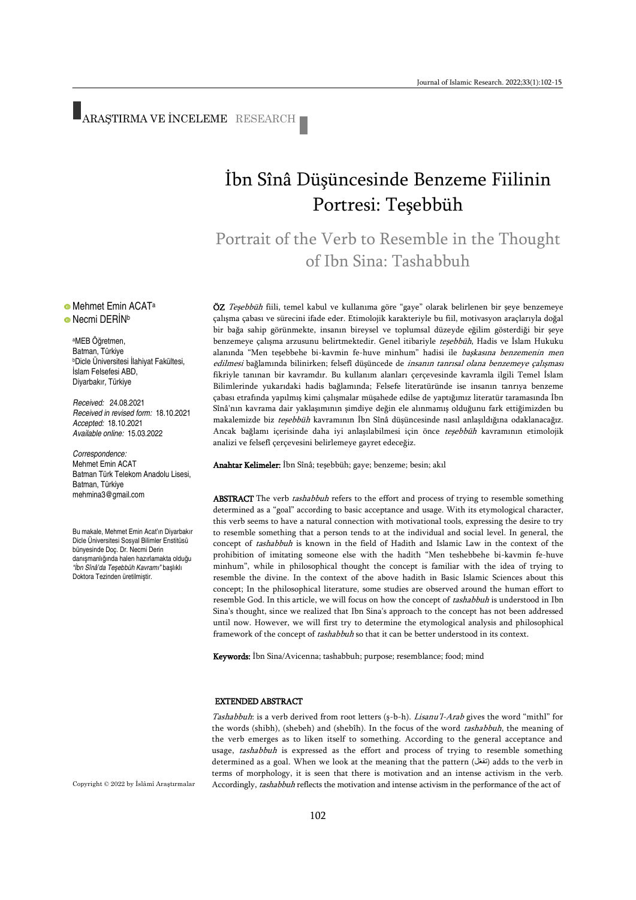ARAŞTIRMA VE İNCELEME RESEARCH

# İbn Sînâ Düşüncesinde Benzeme Fiilinin Portresi: Teşebbüh

## Portrait of the Verb to Resemble in the Thought of Ibn Sina: Tashabbuh

Mehmet Emin ACAT[a]
Necmi DERİN[b]

[a]MEB Öğretmen, Batman, Türkiye
[b]Dicle Üniversitesi İlahiyat Fakültesi, İslam Felsefesi ABD, Diyarbakır, Türkiye

*Received:* 24.08.2021
*Received in revised form:* 18.10.2021
*Accepted:* 18.10.2021
*Available online:* 15.03.2022

*Correspondence:*
Mehmet Emin ACAT
Batman Türk Telekom Anadolu Lisesi, Batman, Türkiye
mehmina3@gmail.com

Bu makale, Mehmet Emin Acat'ın Diyarbakır Dicle Üniversitesi Sosyal Bilimler Enstitüsü bünyesinde Doç. Dr. Necmi Derin danışmanlığında halen hazırlamakta olduğu *"İbn Sînâ'da Teşebbüh Kavramı"* başlıklı Doktora Tezinden üretilmiştir.

**ÖZ** *Teşebbüh* fiili, temel kabul ve kullanıma göre "gaye" olarak belirlenen bir şeye benzemeye çalışma çabası ve sürecini ifade eder. Etimolojik karakteriyle bu fiil, motivasyon araçlarıyla doğal bir bağa sahip görünmekte, insanın bireysel ve toplumsal düzeyde eğilim gösterdiği bir şeye benzemeye çalışma arzusunu belirtmektedir. Genel itibariyle *teşebbüh*, Hadis ve İslam Hukuku alanında "Men teşebbehe bi-kavmin fe-huve minhum" hadisi ile *başkasına benzemenin men edilmesi* bağlamında bilinirken; felsefî düşüncede de *insanın tanrısal olana benzemeye çalışması* fikriyle tanınan bir kavramdır. Bu kullanım alanları çerçevesinde kavramla ilgili Temel İslam Bilimlerinde yukarıdaki hadis bağlamında; Felsefe literatüründe ise insanın tanrıya benzeme çabası etrafında yapılmış kimi çalışmalar müşahede edilse de yaptığımız literatür taramasında İbn Sînâ'nın kavrama dair yaklaşımının şimdiye değin ele alınmamış olduğunu fark ettiğimizden bu makalemizde biz *teşebbüh* kavramının İbn Sînâ düşüncesinde nasıl anlaşıldığına odaklanacağız. Ancak bağlamı içerisinde daha iyi anlaşılabilmesi için önce *teşebbüh* kavramının etimolojik analizi ve felsefî çerçevesini belirlemeye gayret edeceğiz.

**Anahtar Kelimeler:** İbn Sînâ; teşebbüh; gaye; benzeme; besin; akıl

**ABSTRACT** The verb *tashabbuh* refers to the effort and process of trying to resemble something determined as a "goal" according to basic acceptance and usage. With its etymological character, this verb seems to have a natural connection with motivational tools, expressing the desire to try to resemble something that a person tends to at the individual and social level. In general, the concept of *tashabbuh* is known in the field of Hadith and Islamic Law in the context of the prohibition of imitating someone else with the hadith "Men teshebbehe bi-kavmin fe-huve minhum", while in philosophical thought the concept is familiar with the idea of trying to resemble the divine. In the context of the above hadith in Basic Islamic Sciences about this concept; In the philosophical literature, some studies are observed around the human effort to resemble God. In this article, we will focus on how the concept of *tashabbuh* is understood in Ibn Sina's thought, since we realized that Ibn Sina's approach to the concept has not been addressed until now. However, we will first try to determine the etymological analysis and philosophical framework of the concept of *tashabbuh* so that it can be better understood in its context.

**Keywords:** İbn Sina/Avicenna; tashabbuh; purpose; resemblance; food; mind

### EXTENDED ABSTRACT

*Tashabbuh*: is a verb derived from root letters (ş-b-h). *Lisanu'l-Arab* gives the word "mithl" for the words (shibh), (shebeh) and (shebîh). In the focus of the word *tashabbuh*, the meaning of the verb emerges as to liken itself to something. According to the general acceptance and usage, *tashabbuh* is expressed as the effort and process of trying to resemble something determined as a goal. When we look at the meaning that the pattern (تفعّل) adds to the verb in terms of morphology, it is seen that there is motivation and an intense activism in the verb. Accordingly, *tashabbuh* reflects the motivation and intense activism in the performance of the act of

Copyright © 2022 by İslâmî Araştırmalar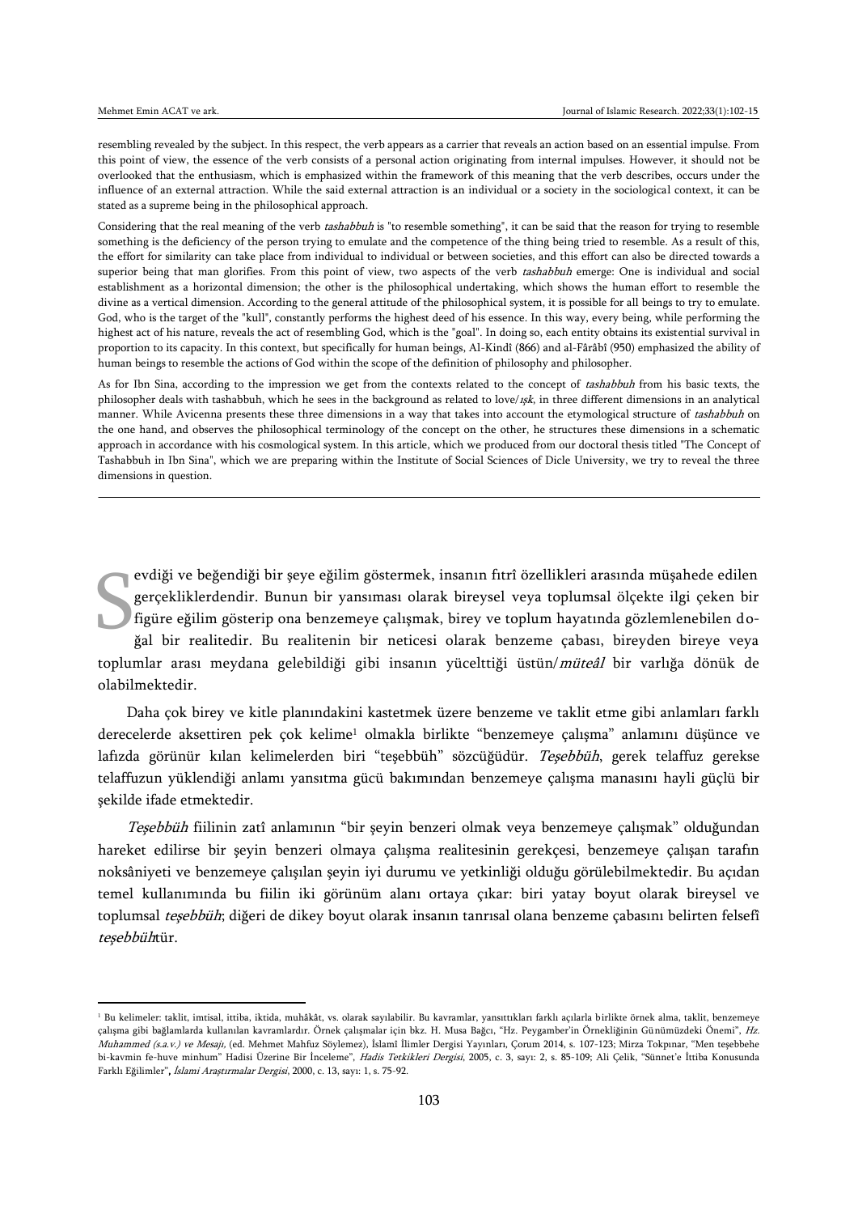resembling revealed by the subject. In this respect, the verb appears as a carrier that reveals an action based on an essential impulse. From this point of view, the essence of the verb consists of a personal action originating from internal impulses. However, it should not be overlooked that the enthusiasm, which is emphasized within the framework of this meaning that the verb describes, occurs under the influence of an external attraction. While the said external attraction is an individual or a society in the sociological context, it can be stated as a supreme being in the philosophical approach.

Considering that the real meaning of the verb *tashabbuh* is "to resemble something", it can be said that the reason for trying to resemble something is the deficiency of the person trying to emulate and the competence of the thing being tried to resemble. As a result of this, the effort for similarity can take place from individual to individual or between societies, and this effort can also be directed towards a superior being that man glorifies. From this point of view, two aspects of the verb *tashabbuh* emerge: One is individual and social establishment as a horizontal dimension; the other is the philosophical undertaking, which shows the human effort to resemble the divine as a vertical dimension. According to the general attitude of the philosophical system, it is possible for all beings to try to emulate. God, who is the target of the "kull", constantly performs the highest deed of his essence. In this way, every being, while performing the highest act of his nature, reveals the act of resembling God, which is the "goal". In doing so, each entity obtains its existential survival in proportion to its capacity. In this context, but specifically for human beings, Al-Kindî (866) and al-Fârâbî (950) emphasized the ability of human beings to resemble the actions of God within the scope of the definition of philosophy and philosopher.

As for Ibn Sina, according to the impression we get from the contexts related to the concept of *tashabbuh* from his basic texts, the philosopher deals with tashabbuh, which he sees in the background as related to love/*ışk*, in three different dimensions in an analytical manner. While Avicenna presents these three dimensions in a way that takes into account the etymological structure of *tashabbuh* on the one hand, and observes the philosophical terminology of the concept on the other, he structures these dimensions in a schematic approach in accordance with his cosmological system. In this article, which we produced from our doctoral thesis titled "The Concept of Tashabbuh in Ibn Sina", which we are preparing within the Institute of Social Sciences of Dicle University, we try to reveal the three dimensions in question.

---

Sevdiği ve beğendiği bir şeye eğilim göstermek, insanın fıtrî özellikleri arasında müşahede edilen gerçekliklerdendir. Bunun bir yansıması olarak bireysel veya toplumsal ölçekte ilgi çeken bir figüre eğilim gösterip ona benzemeye çalışmak, birey ve toplum hayatında gözlemlenebilen doğal bir realitedir. Bu realitenin bir neticesi olarak benzeme çabası, bireyden bireye veya toplumlar arası meydana gelebildiği gibi insanın yücelttiği üstün/*müteâl* bir varlığa dönük de olabilmektedir.

Daha çok birey ve kitle planındakini kastetmek üzere benzeme ve taklit etme gibi anlamları farklı derecelerde aksettiren pek çok kelime[1] olmakla birlikte "benzemeye çalışma" anlamını düşünce ve lafızda görünür kılan kelimelerden biri "teşebbüh" sözcüğüdür. *Teşebbüh*, gerek telaffuz gerekse telaffuzun yüklendiği anlamı yansıtma gücü bakımından benzemeye çalışma manasını hayli güçlü bir şekilde ifade etmektedir.

*Teşebbüh* fiilinin zatî anlamının "bir şeyin benzeri olmak veya benzemeye çalışmak" olduğundan hareket edilirse bir şeyin benzeri olmaya çalışma realitesinin gerekçesi, benzemeye çalışan tarafın noksâniyeti ve benzemeye çalışılan şeyin iyi durumu ve yetkinliği olduğu görülebilmektedir. Bu açıdan temel kullanımında bu fiilin iki görünüm alanı ortaya çıkar: biri yatay boyut olarak bireysel ve toplumsal *teşebbüh*; diğeri de dikey boyut olarak insanın tanrısal olana benzeme çabasını belirten felsefî *teşebbüh*tür.

---

[1] Bu kelimeler: taklit, imtisal, ittiba, iktida, muhâkât, vs. olarak sayılabilir. Bu kavramlar, yansıttıkları farklı açılarla birlikte örnek alma, taklit, benzemeye çalışma gibi bağlamlarda kullanılan kavramlardır. Örnek çalışmalar için bkz. H. Musa Bağcı, "Hz. Peygamber'in Örnekliğinin Günümüzdeki Önemi", *Hz. Muhammed (s.a.v.) ve Mesajı*, (ed. Mehmet Mahfuz Söylemez), İslamî İlimler Dergisi Yayınları, Çorum 2014, s. 107-123; Mirza Tokpınar, "Men teşebbehe bi-kavmin fe-huve minhum" Hadisi Üzerine Bir İnceleme", *Hadis Tetkikleri Dergisi*, 2005, c. 3, sayı: 2, s. 85-109; Ali Çelik, "Sünnet'e İttiba Konusunda Farklı Eğilimler", *İslami Araştırmalar Dergisi*, 2000, c. 13, sayı: 1, s. 75-92.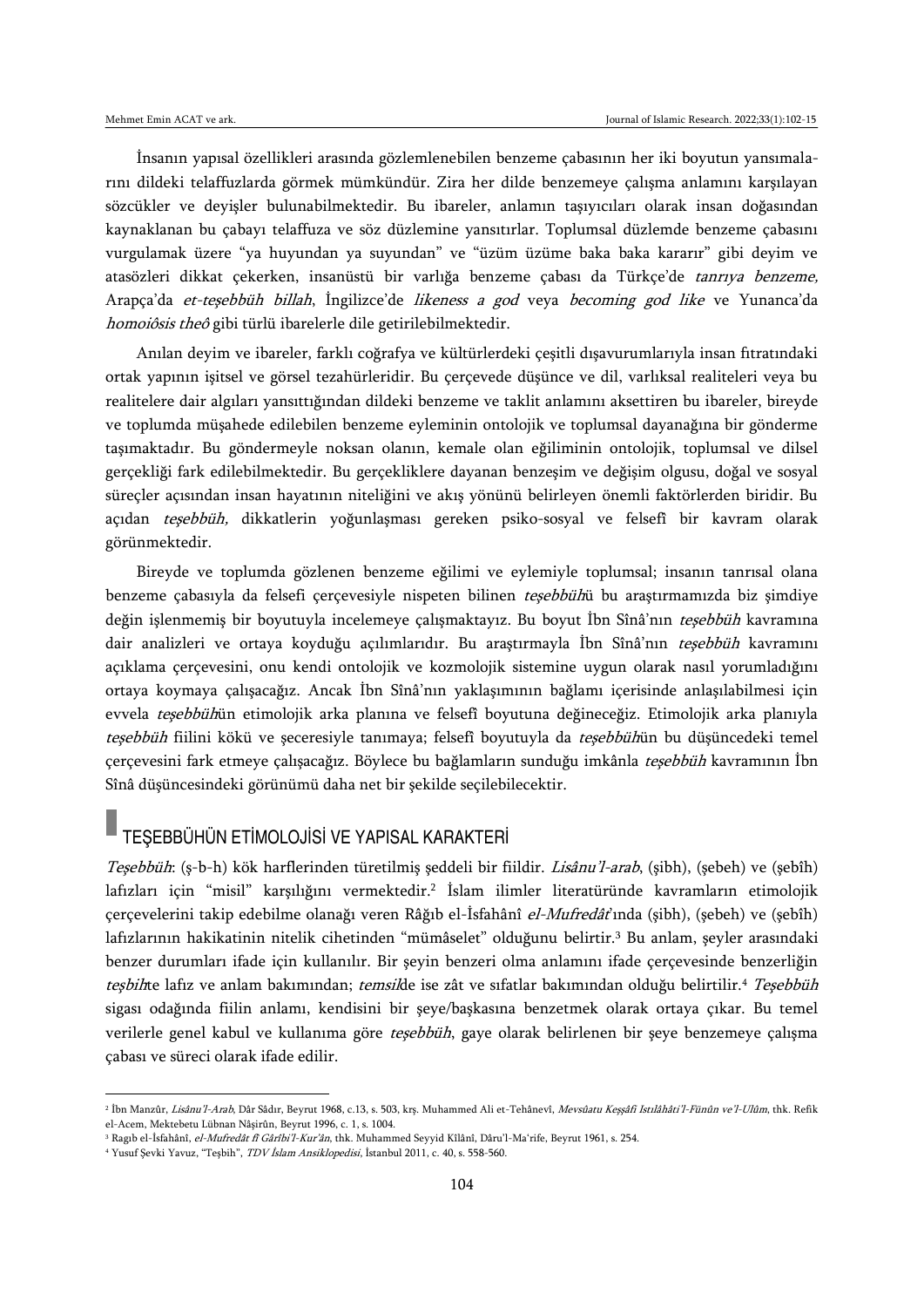İnsanın yapısal özellikleri arasında gözlemlenebilen benzeme çabasının her iki boyutun yansımalarını dildeki telaffuzlarda görmek mümkündür. Zira her dilde benzemeye çalışma anlamını karşılayan sözcükler ve deyişler bulunabilmektedir. Bu ibareler, anlamın taşıyıcıları olarak insan doğasından kaynaklanan bu çabayı telaffuza ve söz düzlemine yansıtırlar. Toplumsal düzlemde benzeme çabasını vurgulamak üzere "ya huyundan ya suyundan" ve "üzüm üzüme baka baka kararır" gibi deyim ve atasözleri dikkat çekerken, insanüstü bir varlığa benzeme çabası da Türkçe'de *tanrıya benzeme,* Arapça'da *et-teşebbüh billah*, İngilizce'de *likeness a god* veya *becoming god like* ve Yunanca'da *homoiôsis theô* gibi türlü ibarelerle dile getirilebilmektedir.

Anılan deyim ve ibareler, farklı coğrafya ve kültürlerdeki çeşitli dışavurumlarıyla insan fıtratındaki ortak yapının işitsel ve görsel tezahürleridir. Bu çerçevede düşünce ve dil, varlıksal realiteleri veya bu realitelere dair algıları yansıttığından dildeki benzeme ve taklit anlamını aksettiren bu ibareler, bireyde ve toplumda müşahede edilebilen benzeme eyleminin ontolojik ve toplumsal dayanağına bir gönderme taşımaktadır. Bu göndermeyle noksan olanın, kemale olan eğiliminin ontolojik, toplumsal ve dilsel gerçekliği fark edilebilmektedir. Bu gerçekliklere dayanan benzeşim ve değişim olgusu, doğal ve sosyal süreçler açısından insan hayatının niteliğini ve akış yönünü belirleyen önemli faktörlerden biridir. Bu açıdan *teşebbüh,* dikkatlerin yoğunlaşması gereken psiko-sosyal ve felsefî bir kavram olarak görünmektedir.

Bireyde ve toplumda gözlenen benzeme eğilimi ve eylemiyle toplumsal; insanın tanrısal olana benzeme çabasıyla da felsefi çerçevesiyle nispeten bilinen *teşebbüh*ü bu araştırmamızda biz şimdiye değin işlenmemiş bir boyutuyla incelemeye çalışmaktayız. Bu boyut İbn Sînâ'nın *teşebbüh* kavramına dair analizleri ve ortaya koyduğu açılımlarıdır. Bu araştırmayla İbn Sînâ'nın *teşebbüh* kavramını açıklama çerçevesini, onu kendi ontolojik ve kozmolojik sistemine uygun olarak nasıl yorumladığını ortaya koymaya çalışacağız. Ancak İbn Sînâ'nın yaklaşımının bağlamı içerisinde anlaşılabilmesi için evvela *teşebbüh*ün etimolojik arka planına ve felsefî boyutuna değineceğiz. Etimolojik arka planıyla *teşebbüh* fiilini kökü ve şeceresiyle tanımaya; felsefî boyutuyla da *teşebbüh*ün bu düşüncedeki temel çerçevesini fark etmeye çalışacağız. Böylece bu bağlamların sunduğu imkânla *teşebbüh* kavramının İbn Sînâ düşüncesindeki görünümü daha net bir şekilde seçilebilecektir.

## TEŞEBBÜHÜN ETİMOLOJİSİ VE YAPISAL KARAKTERİ

*Teşebbüh*: (ş-b-h) kök harflerinden türetilmiş şeddeli bir fiildir. *Lisânu'l-arab*, (şibh), (şebeh) ve (şebîh) lafızları için "misil" karşılığını vermektedir.[2] İslam ilimler literatüründe kavramların etimolojik çerçevelerini takip edebilme olanağı veren Râğıb el-İsfahânî *el-Mufredât*'ında (şibh), (şebeh) ve (şebîh) lafızlarının hakikatinin nitelik cihetinden "mümâselet" olduğunu belirtir.[3] Bu anlam, şeyler arasındaki benzer durumları ifade için kullanılır. Bir şeyin benzeri olma anlamını ifade çerçevesinde benzerliğin *teşbih*te lafız ve anlam bakımından; *temsil*de ise zât ve sıfatlar bakımından olduğu belirtilir.[4] *Teşebbüh* sigası odağında fiilin anlamı, kendisini bir şeye/başkasına benzetmek olarak ortaya çıkar. Bu temel verilerle genel kabul ve kullanıma göre *teşebbüh*, gaye olarak belirlenen bir şeye benzemeye çalışma çabası ve süreci olarak ifade edilir.

---

[2] İbn Manzûr, *Lisânu'l-Arab*, Dâr Sâdır, Beyrut 1968, c.13, s. 503, krş. Muhammed Ali et-Tehânevî, *Mevsûatu Keşşâfi Istılâhâti'l-Fünûn ve'l-Ulûm*, thk. Refik el-Acem, Mektebetu Lübnan Nâşirûn, Beyrut 1996, c. 1, s. 1004.

[3] Ragıb el-İsfahânî, *el-Mufredât fî Gârîbi'l-Kur'ân*, thk. Muhammed Seyyid Kîlânî, Dâru'l-Ma'rife, Beyrut 1961, s. 254.

[4] Yusuf Şevki Yavuz, "Teşbih", *TDV İslam Ansiklopedisi*, İstanbul 2011, c. 40, s. 558-560.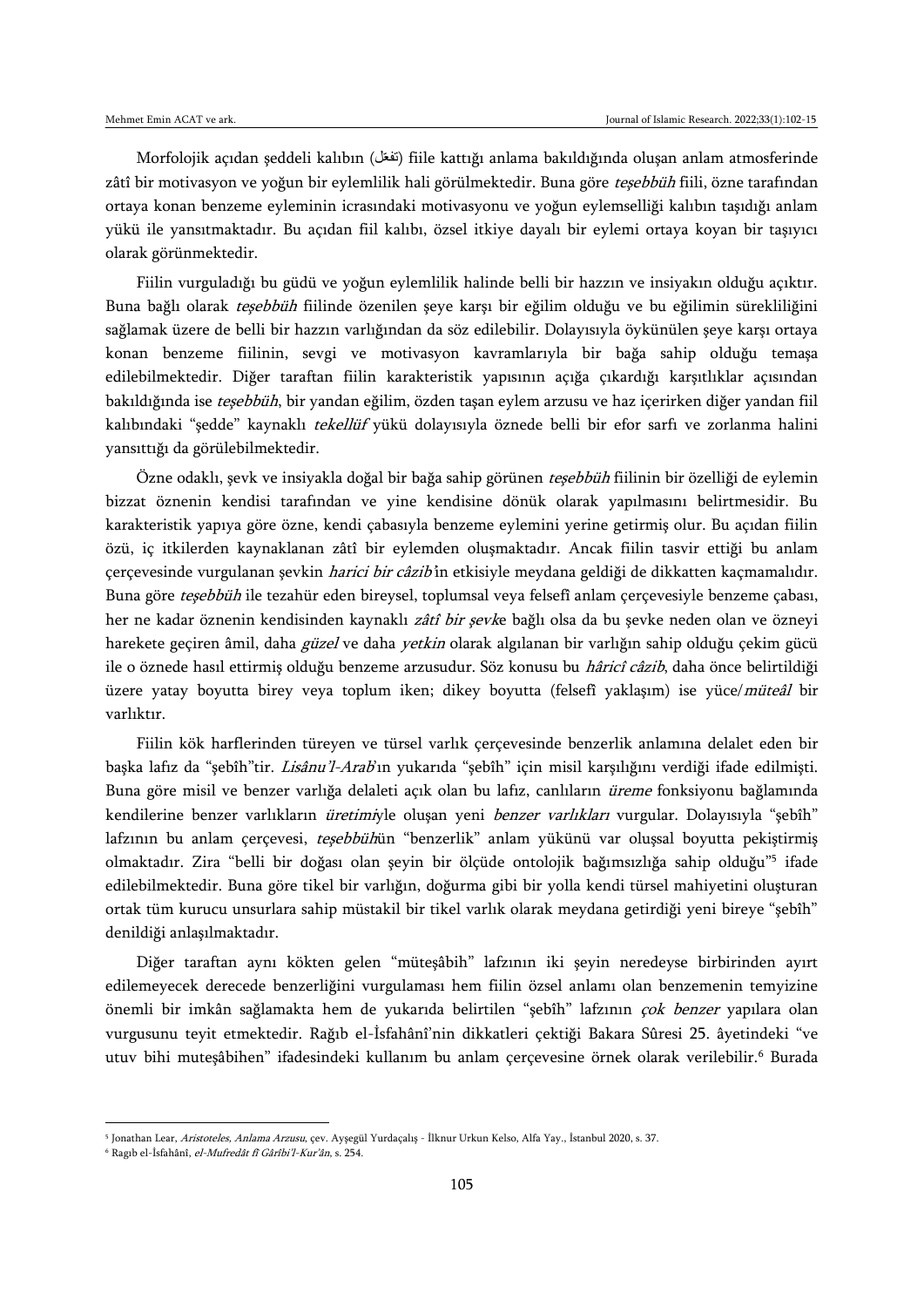Morfolojik açıdan şeddeli kalıbın (تفعّل) fiile kattığı anlama bakıldığında oluşan anlam atmosferinde zâtî bir motivasyon ve yoğun bir eylemlilik hali görülmektedir. Buna göre *teşebbüh* fiili, özne tarafından ortaya konan benzeme eyleminin icrasındaki motivasyonu ve yoğun eylemselliği kalıbın taşıdığı anlam yükü ile yansıtmaktadır. Bu açıdan fiil kalıbı, özsel itkiye dayalı bir eylemi ortaya koyan bir taşıyıcı olarak görünmektedir.

Fiilin vurguladığı bu güdü ve yoğun eylemlilik halinde belli bir hazzın ve insiyakın olduğu açıktır. Buna bağlı olarak *teşebbüh* fiilinde özenilen şeye karşı bir eğilim olduğu ve bu eğilimin sürekliliğini sağlamak üzere de belli bir hazzın varlığından da söz edilebilir. Dolayısıyla öykünülen şeye karşı ortaya konan benzeme fiilinin, sevgi ve motivasyon kavramlarıyla bir bağa sahip olduğu temaşa edilebilmektedir. Diğer taraftan fiilin karakteristik yapısının açığa çıkardığı karşıtlıklar açısından bakıldığında ise *teşebbüh*, bir yandan eğilim, özden taşan eylem arzusu ve haz içerirken diğer yandan fiil kalıbındaki "şedde" kaynaklı *tekellüf* yükü dolayısıyla öznede belli bir efor sarfı ve zorlanma halini yansıttığı da görülebilmektedir.

Özne odaklı, şevk ve insiyakla doğal bir bağa sahip görünen *teşebbüh* fiilinin bir özelliği de eylemin bizzat öznenin kendisi tarafından ve yine kendisine dönük olarak yapılmasını belirtmesidir. Bu karakteristik yapıya göre özne, kendi çabasıyla benzeme eylemini yerine getirmiş olur. Bu açıdan fiilin özü, iç itkilerden kaynaklanan zâtî bir eylemden oluşmaktadır. Ancak fiilin tasvir ettiği bu anlam çerçevesinde vurgulanan şevkin *harici bir câzib*'in etkisiyle meydana geldiği de dikkatten kaçmamalıdır. Buna göre *teşebbüh* ile tezahür eden bireysel, toplumsal veya felsefî anlam çerçevesiyle benzeme çabası, her ne kadar öznenin kendisinden kaynaklı *zâtî bir şevk*e bağlı olsa da bu şevke neden olan ve özneyi harekete geçiren âmil, daha *güzel* ve daha *yetkin* olarak algılanan bir varlığın sahip olduğu çekim gücü ile o öznede hasıl ettirmiş olduğu benzeme arzusudur. Söz konusu bu *hâricî câzib*, daha önce belirtildiği üzere yatay boyutta birey veya toplum iken; dikey boyutta (felsefî yaklaşım) ise yüce/*müteâl* bir varlıktır.

Fiilin kök harflerinden türeyen ve türsel varlık çerçevesinde benzerlik anlamına delalet eden bir başka lafız da "şebîh"tir. *Lisânu'l-Arab*'ın yukarıda "şebîh" için misil karşılığını verdiği ifade edilmişti. Buna göre misil ve benzer varlığa delaleti açık olan bu lafız, canlıların *üreme* fonksiyonu bağlamında kendilerine benzer varlıkların *üretimi*yle oluşan yeni *benzer varlıkları* vurgular. Dolayısıyla "şebîh" lafzının bu anlam çerçevesi, *teşebbüh*ün "benzerlik" anlam yükünü var oluşsal boyutta pekiştirmiş olmaktadır. Zira "belli bir doğası olan şeyin bir ölçüde ontolojik bağımsızlığa sahip olduğu"[5] ifade edilebilmektedir. Buna göre tikel bir varlığın, doğurma gibi bir yolla kendi türsel mahiyetini oluşturan ortak tüm kurucu unsurlara sahip müstakil bir tikel varlık olarak meydana getirdiği yeni bireye "şebîh" denildiği anlaşılmaktadır.

Diğer taraftan aynı kökten gelen "müteşâbih" lafzının iki şeyin neredeyse birbirinden ayırt edilemeyecek derecede benzerliğini vurgulaması hem fiilin özsel anlamı olan benzemenin temyizine önemli bir imkân sağlamakta hem de yukarıda belirtilen "şebîh" lafzının *çok benzer* yapılara olan vurgusunu teyit etmektedir. Rağıb el-İsfahânî'nin dikkatleri çektiği Bakara Sûresi 25. âyetindeki "ve utuv bihi muteşâbihen" ifadesindeki kullanım bu anlam çerçevesine örnek olarak verilebilir.[6] Burada

[5] Jonathan Lear, *Aristoteles, Anlama Arzusu*, çev. Ayşegül Yurdaçalış - İlknur Urkun Kelso, Alfa Yay., İstanbul 2020, s. 37.

[6] Ragıb el-İsfahânî, *el-Mufredât fî Gârîbi'l-Kur'ân*, s. 254.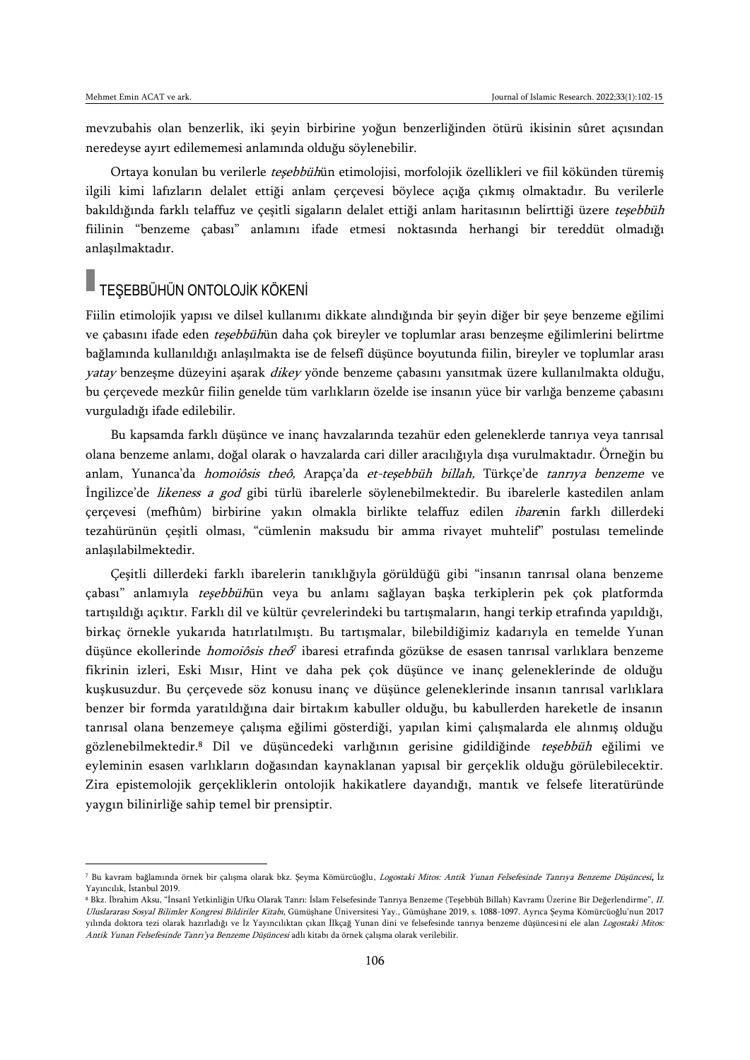mevzubahis olan benzerlik, iki şeyin birbirine yoğun benzerliğinden ötürü ikisinin sûret açısından neredeyse ayırt edilememesi anlamında olduğu söylenebilir.

Ortaya konulan bu verilerle *teşebbüh*ün etimolojisi, morfolojik özellikleri ve fiil kökünden türemiş ilgili kimi lafızların delalet ettiği anlam çerçevesi böylece açığa çıkmış olmaktadır. Bu verilerle bakıldığında farklı telaffuz ve çeşitli sigaların delalet ettiği anlam haritasının belirttiği üzere *teşebbüh* fiilinin "benzeme çabası" anlamını ifade etmesi noktasında herhangi bir tereddüt olmadığı anlaşılmaktadır.

## TEŞEBBÜHÜN ONTOLOJİK KÖKENİ

Fiilin etimolojik yapısı ve dilsel kullanımı dikkate alındığında bir şeyin diğer bir şeye benzeme eğilimi ve çabasını ifade eden *teşebbüh*ün daha çok bireyler ve toplumlar arası benzeşme eğilimlerini belirtme bağlamında kullanıldığı anlaşılmakta ise de felsefî düşünce boyutunda fiilin, bireyler ve toplumlar arası *yatay* benzeşme düzeyini aşarak *dikey* yönde benzeme çabasını yansıtmak üzere kullanılmakta olduğu, bu çerçevede mezkûr fiilin genelde tüm varlıkların özelde ise insanın yüce bir varlığa benzeme çabasını vurguladığı ifade edilebilir.

Bu kapsamda farklı düşünce ve inanç havzalarında tezahür eden geleneklerde tanrıya veya tanrısal olana benzeme anlamı, doğal olarak o havzalarda cari diller aracılığıyla dışa vurulmaktadır. Örneğin bu anlam, Yunanca'da *homoiôsis theô,* Arapça'da *et-teşebbüh billah,* Türkçe'de *tanrıya benzeme* ve İngilizce'de *likeness a god* gibi türlü ibarelerle söylenebilmektedir. Bu ibarelerle kastedilen anlam çerçevesi (mefhûm) birbirine yakın olmakla birlikte telaffuz edilen *ibare*nin farklı dillerdeki tezahürünün çeşitli olması, "cümlenin maksudu bir amma rivayet muhtelif" postulası temelinde anlaşılabilmektedir.

Çeşitli dillerdeki farklı ibarelerin tanıklığıyla görüldüğü gibi "insanın tanrısal olana benzeme çabası" anlamıyla *teşebbüh*ün veya bu anlamı sağlayan başka terkiplerin pek çok platformda tartışıldığı açıktır. Farklı dil ve kültür çevrelerindeki bu tartışmaların, hangi terkip etrafında yapıldığı, birkaç örnekle yukarıda hatırlatılmıştı. Bu tartışmalar, bilebildiğimiz kadarıyla en temelde Yunan düşünce ekollerinde *homoiôsis theô*[7] ibaresi etrafında gözükse de esasen tanrısal varlıklara benzeme fikrinin izleri, Eski Mısır, Hint ve daha pek çok düşünce ve inanç geleneklerinde de olduğu kuşkusuzdur. Bu çerçevede söz konusu inanç ve düşünce geleneklerinde insanın tanrısal varlıklara benzer bir formda yaratıldığına dair birtakım kabuller olduğu, bu kabullerden hareketle de insanın tanrısal olana benzemeye çalışma eğilimi gösterdiği, yapılan kimi çalışmalarda ele alınmış olduğu gözlenebilmektedir.[8] Dil ve düşüncedeki varlığının gerisine gidildiğinde *teşebbüh* eğilimi ve eyleminin esasen varlıkların doğasından kaynaklanan yapısal bir gerçeklik olduğu görülebilecektir. Zira epistemolojik gerçekliklerin ontolojik hakikatlere dayandığı, mantık ve felsefe literatüründe yaygın bilinirliğe sahip temel bir prensiptir.

---

[7] Bu kavram bağlamında örnek bir çalışma olarak bkz. Şeyma Kömürcüoğlu, *Logostaki Mitos: Antik Yunan Felsefesinde Tanrıya Benzeme Düşüncesi*, İz Yayıncılık, İstanbul 2019.

[8] Bkz. İbrahim Aksu, "İnsanî Yetkinliğin Ufku Olarak Tanrı: İslam Felsefesinde Tanrıya Benzeme (Teşebbüh Billah) Kavramı Üzerine Bir Değerlendirme", *II. Uluslararası Sosyal Bilimler Kongresi Bildiriler Kitabı*, Gümüşhane Üniversitesi Yay., Gümüşhane 2019, s. 1088-1097. Ayrıca Şeyma Kömürcüoğlu'nun 2017 yılında doktora tezi olarak hazırladığı ve İz Yayıncılıktan çıkan İlkçağ Yunan dini ve felsefesinde tanrıya benzeme düşüncesini ele alan *Logostaki Mitos: Antik Yunan Felsefesinde Tanrı'ya Benzeme Düşüncesi* adlı kitabı da örnek çalışma olarak verilebilir.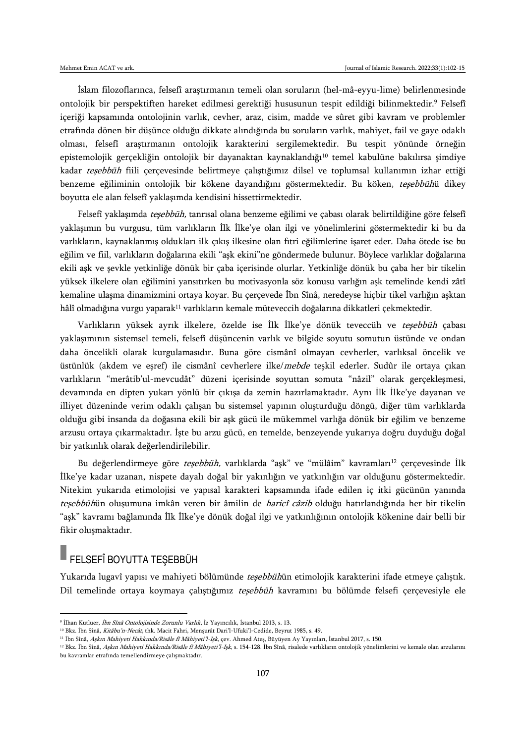İslam filozoflarınca, felsefî araştırmanın temeli olan soruların (hel-mâ-eyyu-lime) belirlenmesinde ontolojik bir perspektiften hareket edilmesi gerektiği hususunun tespit edildiği bilinmektedir.[9] Felsefî içeriği kapsamında ontolojinin varlık, cevher, araz, cisim, madde ve sûret gibi kavram ve problemler etrafında dönen bir düşünce olduğu dikkate alındığında bu soruların varlık, mahiyet, fail ve gaye odaklı olması, felsefî araştırmanın ontolojik karakterini sergilemektedir. Bu tespit yönünde örneğin epistemolojik gerçekliğin ontolojik bir dayanaktan kaynaklandığı[10] temel kabulüne bakılırsa şimdiye kadar *teşebbüh* fiili çerçevesinde belirtmeye çalıştığımız dilsel ve toplumsal kullanımın izhar ettiği benzeme eğiliminin ontolojik bir kökene dayandığını göstermektedir. Bu köken, *teşebbüh*ü dikey boyutta ele alan felsefî yaklaşımda kendisini hissettirmektedir.

Felsefî yaklaşımda *teşebbüh,* tanrısal olana benzeme eğilimi ve çabası olarak belirtildiğine göre felsefî yaklaşımın bu vurgusu, tüm varlıkların İlk İlke'ye olan ilgi ve yönelimlerini göstermektedir ki bu da varlıkların, kaynaklanmış oldukları ilk çıkış ilkesine olan fıtri eğilimlerine işaret eder. Daha ötede ise bu eğilim ve fiil, varlıkların doğalarına ekili "aşk ekini"ne göndermede bulunur. Böylece varlıklar doğalarına ekili aşk ve şevkle yetkinliğe dönük bir çaba içerisinde olurlar. Yetkinliğe dönük bu çaba her bir tikelin yüksek ilkelere olan eğilimini yansıtırken bu motivasyonla söz konusu varlığın aşk temelinde kendi zâtî kemaline ulaşma dinamizmini ortaya koyar. Bu çerçevede İbn Sînâ, neredeyse hiçbir tikel varlığın aşktan hâlî olmadığına vurgu yaparak[11] varlıkların kemale müteveccih doğalarına dikkatleri çekmektedir.

Varlıkların yüksek ayrık ilkelere, özelde ise İlk İlke'ye dönük teveccüh ve *teşebbüh* çabası yaklaşımının sistemsel temeli, felsefî düşüncenin varlık ve bilgide soyutu somutun üstünde ve ondan daha öncelikli olarak kurgulamasıdır. Buna göre cismânî olmayan cevherler, varlıksal öncelik ve üstünlük (akdem ve eşref) ile cismânî cevherlere ilke/*mebde* teşkil ederler. Sudûr ile ortaya çıkan varlıkların "merâtib'ul-mevcudât" düzeni içerisinde soyuttan somuta "nâzil" olarak gerçekleşmesi, devamında en dipten yukarı yönlü bir çıkışa da zemin hazırlamaktadır. Aynı İlk İlke'ye dayanan ve illiyet düzeninde verim odaklı çalışan bu sistemsel yapının oluşturduğu döngü, diğer tüm varlıklarda olduğu gibi insanda da doğasına ekili bir aşk gücü ile mükemmel varlığa dönük bir eğilim ve benzeme arzusu ortaya çıkarmaktadır. İşte bu arzu gücü, en temelde, benzeyende yukarıya doğru duyduğu doğal bir yatkınlık olarak değerlendirilebilir.

Bu değerlendirmeye göre *teşebbüh,* varlıklarda "aşk" ve "mülâim" kavramları[12] çerçevesinde İlk İlke'ye kadar uzanan, nispete dayalı doğal bir yakınlığın ve yatkınlığın var olduğunu göstermektedir. Nitekim yukarıda etimolojisi ve yapısal karakteri kapsamında ifade edilen iç itki gücünün yanında *teşebbüh*ün oluşumuna imkân veren bir âmilin de *haricî câzib* olduğu hatırlandığında her bir tikelin "aşk" kavramı bağlamında İlk İlke'ye dönük doğal ilgi ve yatkınlığının ontolojik kökenine dair belli bir fikir oluşmaktadır.

## FELSEFÎ BOYUTTA TEŞEBBÜH

Yukarıda lugavî yapısı ve mahiyeti bölümünde *teşebbüh*ün etimolojik karakterini ifade etmeye çalıştık. Dil temelinde ortaya koymaya çalıştığımız *teşebbüh* kavramını bu bölümde felsefi çerçevesiyle ele

---

[9] İlhan Kutluer, *İbn Sînâ Ontolojisinde Zorunlu Varlık*, İz Yayıncılık, İstanbul 2013, s. 13.

[10] Bkz. İbn Sînâ, *Kitâbu'n-Necât*, thk. Macit Fahri, Menşurât Dari'l-Ufuki'l-Cedîde, Beyrut 1985, s. 49.

[11] İbn Sînâ, *Aşkın Mahiyeti Hakkında/Risâle fî Mâhiyeti'l-Işk*, çev. Ahmed Ateş, Büyüyen Ay Yayınları, İstanbul 2017, s. 150.

[12] Bkz. İbn Sînâ, *Aşkın Mahiyeti Hakkında/Risâle fî Mâhiyeti'l-Işk*, s. 154-128. İbn Sînâ, risalede varlıkların ontolojik yönelimlerini ve kemale olan arzularını bu kavramlar etrafında temellendirmeye çalışmaktadır.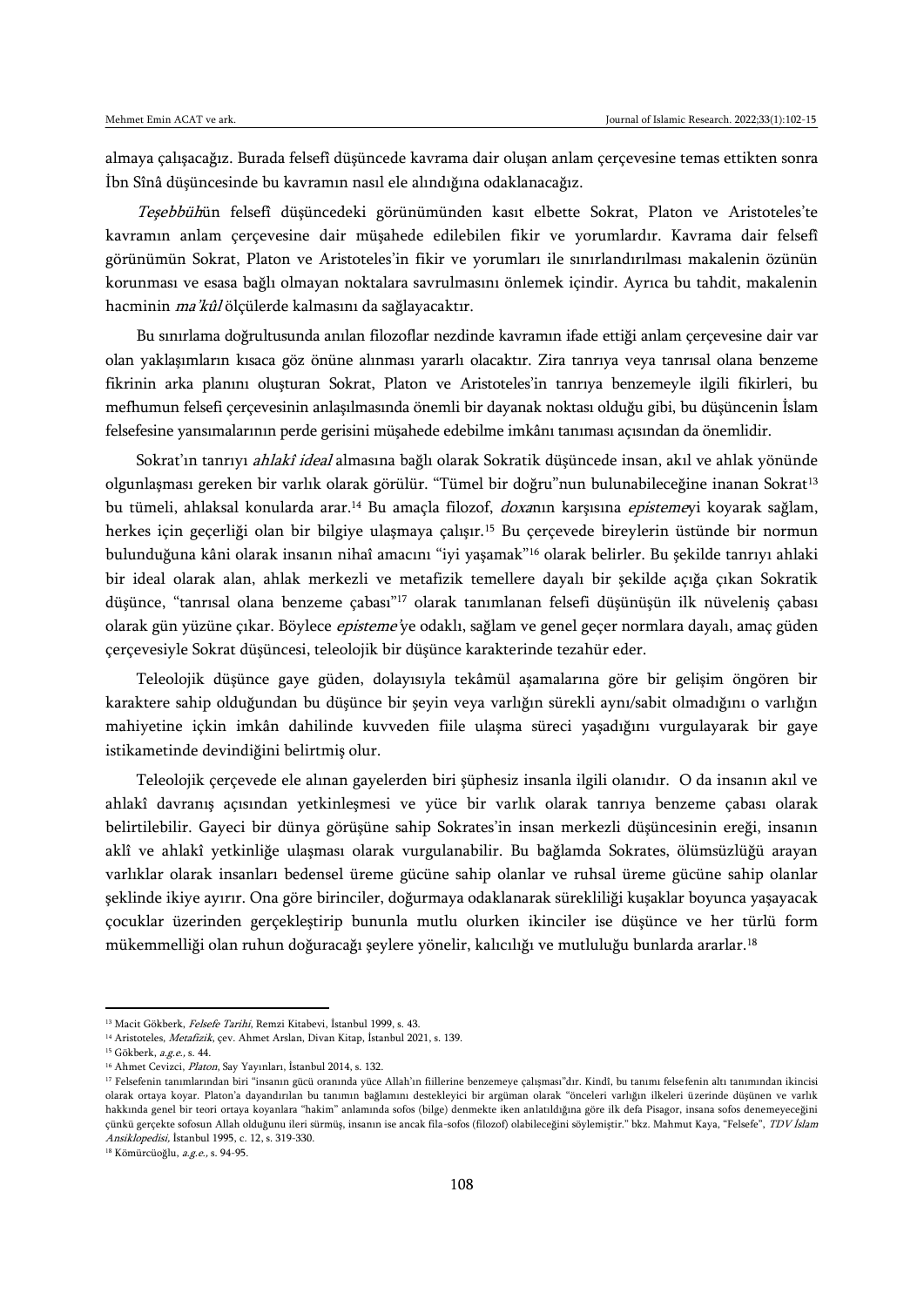almaya çalışacağız. Burada felsefî düşüncede kavrama dair oluşan anlam çerçevesine temas ettikten sonra İbn Sînâ düşüncesinde bu kavramın nasıl ele alındığına odaklanacağız.

*Teşebbüh*ün felsefî düşüncedeki görünümünden kasıt elbette Sokrat, Platon ve Aristoteles'te kavramın anlam çerçevesine dair müşahede edilebilen fikir ve yorumlardır. Kavrama dair felsefî görünümün Sokrat, Platon ve Aristoteles'in fikir ve yorumları ile sınırlandırılması makalenin özünün korunması ve esasa bağlı olmayan noktalara savrulmasını önlemek içindir. Ayrıca bu tahdit, makalenin hacminin *ma'kûl* ölçülerde kalmasını da sağlayacaktır.

Bu sınırlama doğrultusunda anılan filozoflar nezdinde kavramın ifade ettiği anlam çerçevesine dair var olan yaklaşımların kısaca göz önüne alınması yararlı olacaktır. Zira tanrıya veya tanrısal olana benzeme fikrinin arka planını oluşturan Sokrat, Platon ve Aristoteles'in tanrıya benzemeyle ilgili fikirleri, bu mefhumun felsefi çerçevesinin anlaşılmasında önemli bir dayanak noktası olduğu gibi, bu düşüncenin İslam felsefesine yansımalarının perde gerisini müşahede edebilme imkânı tanıması açısından da önemlidir.

Sokrat'ın tanrıyı *ahlakî ideal* almasına bağlı olarak Sokratik düşüncede insan, akıl ve ahlak yönünde olgunlaşması gereken bir varlık olarak görülür. "Tümel bir doğru"nun bulunabileceğine inanan Sokrat[13] bu tümeli, ahlaksal konularda arar.[14] Bu amaçla filozof, *doxa*nın karşısına *episteme*yi koyarak sağlam, herkes için geçerliği olan bir bilgiye ulaşmaya çalışır.[15] Bu çerçevede bireylerin üstünde bir normun bulunduğuna kâni olarak insanın nihaî amacını "iyi yaşamak"[16] olarak belirler. Bu şekilde tanrıyı ahlaki bir ideal olarak alan, ahlak merkezli ve metafizik temellere dayalı bir şekilde açığa çıkan Sokratik düşünce, "tanrısal olana benzeme çabası"[17] olarak tanımlanan felsefi düşünüşün ilk nüveleniş çabası olarak gün yüzüne çıkar. Böylece *episteme*'ye odaklı, sağlam ve genel geçer normlara dayalı, amaç güden çerçevesiyle Sokrat düşüncesi, teleolojik bir düşünce karakterinde tezahür eder.

Teleolojik düşünce gaye güden, dolayısıyla tekâmül aşamalarına göre bir gelişim öngören bir karaktere sahip olduğundan bu düşünce bir şeyin veya varlığın sürekli aynı/sabit olmadığını o varlığın mahiyetine içkin imkân dahilinde kuvveden fiile ulaşma süreci yaşadığını vurgulayarak bir gaye istikametinde devindiğini belirtmiş olur.

Teleolojik çerçevede ele alınan gayelerden biri şüphesiz insanla ilgili olanıdır. O da insanın akıl ve ahlakî davranış açısından yetkinleşmesi ve yüce bir varlık olarak tanrıya benzeme çabası olarak belirtilebilir. Gayeci bir dünya görüşüne sahip Sokrates'in insan merkezli düşüncesinin ereği, insanın aklî ve ahlakî yetkinliğe ulaşması olarak vurgulanabilir. Bu bağlamda Sokrates, ölümsüzlüğü arayan varlıklar olarak insanları bedensel üreme gücüne sahip olanlar ve ruhsal üreme gücüne sahip olanlar şeklinde ikiye ayırır. Ona göre birinciler, doğurmaya odaklanarak sürekliliği kuşaklar boyunca yaşayacak çocuklar üzerinden gerçekleştirip bununla mutlu olurken ikinciler ise düşünce ve her türlü form mükemmelliği olan ruhun doğuracağı şeylere yönelir, kalıcılığı ve mutluluğu bunlarda ararlar.[18]

---

[13] Macit Gökberk, *Felsefe Tarihi*, Remzi Kitabevi, İstanbul 1999, s. 43.

[14] Aristoteles, *Metafizik*, çev. Ahmet Arslan, Divan Kitap, İstanbul 2021, s. 139.

[15] Gökberk, *a.g.e.*, s. 44.

[16] Ahmet Cevizci, *Platon*, Say Yayınları, İstanbul 2014, s. 132.

[17] Felsefenin tanımlarından biri "insanın gücü oranında yüce Allah'ın fiillerine benzemeye çalışması"dır. Kindî, bu tanımı felsefenin altı tanımından ikincisi olarak ortaya koyar. Platon'a dayandırılan bu tanımın bağlamını destekleyici bir argüman olarak "önceleri varlığın ilkeleri üzerinde düşünen ve varlık hakkında genel bir teori ortaya koyanlara "hakim" anlamında sofos (bilge) denmekte iken anlatıldığına göre ilk defa Pisagor, insana sofos denemeyeceğini çünkü gerçekte sofosun Allah olduğunu ileri sürmüş, insanın ise ancak fila-sofos (filozof) olabileceğini söylemiştir." bkz. Mahmut Kaya, "Felsefe", *TDV İslam Ansiklopedisi*, İstanbul 1995, c. 12, s. 319-330.

[18] Kömürcüoğlu, *a.g.e.*, s. 94-95.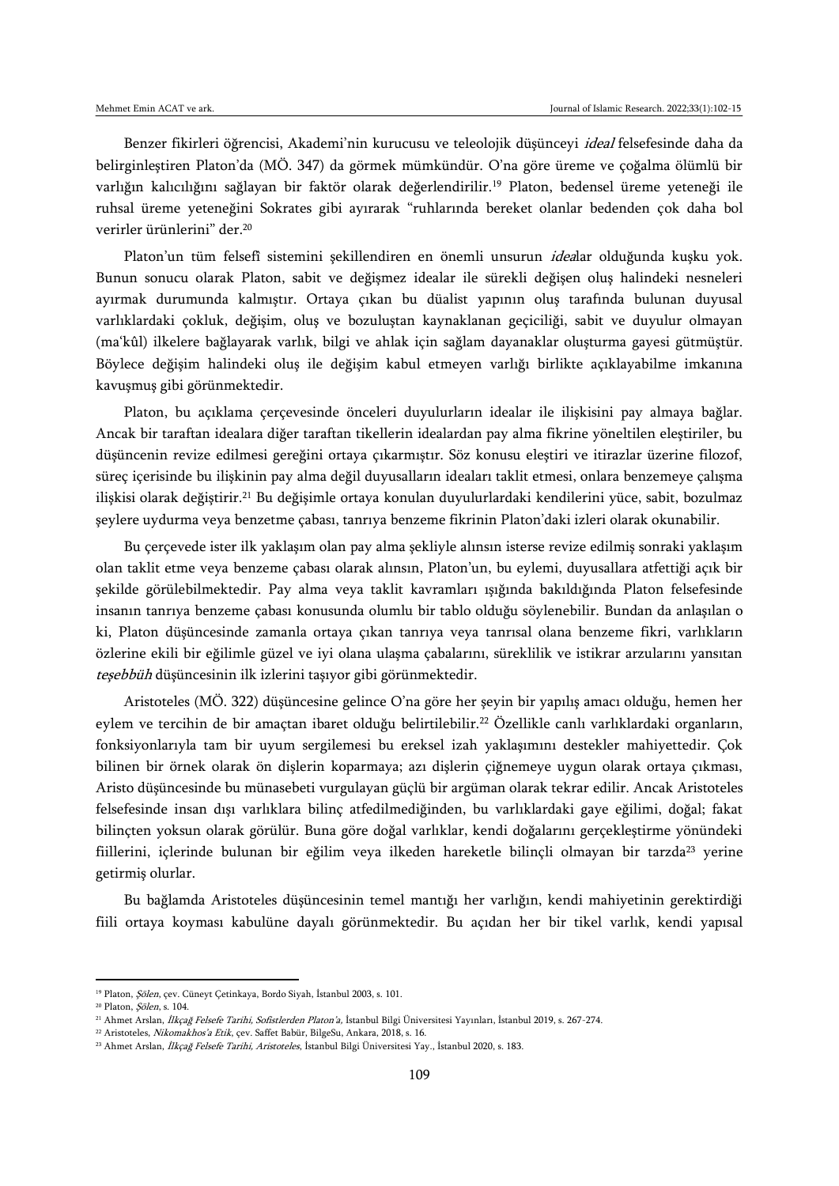Benzer fikirleri öğrencisi, Akademi'nin kurucusu ve teleolojik düşünceyi *ideal* felsefesinde daha da belirginleştiren Platon'da (MÖ. 347) da görmek mümkündür. O'na göre üreme ve çoğalma ölümlü bir varlığın kalıcılığını sağlayan bir faktör olarak değerlendirilir.[19] Platon, bedensel üreme yeteneği ile ruhsal üreme yeteneğini Sokrates gibi ayırarak "ruhlarında bereket olanlar bedenden çok daha bol verirler ürünlerini" der.[20]

Platon'un tüm felsefî sistemini şekillendiren en önemli unsurun *idea*lar olduğunda kuşku yok. Bunun sonucu olarak Platon, sabit ve değişmez idealar ile sürekli değişen oluş halindeki nesneleri ayırmak durumunda kalmıştır. Ortaya çıkan bu düalist yapının oluş tarafında bulunan duyusal varlıklardaki çokluk, değişim, oluş ve bozuluştan kaynaklanan geçiciliği, sabit ve duyulur olmayan (ma'kûl) ilkelere bağlayarak varlık, bilgi ve ahlak için sağlam dayanaklar oluşturma gayesi gütmüştür. Böylece değişim halindeki oluş ile değişim kabul etmeyen varlığı birlikte açıklayabilme imkanına kavuşmuş gibi görünmektedir.

Platon, bu açıklama çerçevesinde önceleri duyulurların idealar ile ilişkisini pay almaya bağlar. Ancak bir taraftan idealara diğer taraftan tikellerin idealardan pay alma fikrine yöneltilen eleştiriler, bu düşüncenin revize edilmesi gereğini ortaya çıkarmıştır. Söz konusu eleştiri ve itirazlar üzerine filozof, süreç içerisinde bu ilişkinin pay alma değil duyusalların ideaları taklit etmesi, onlara benzemeye çalışma ilişkisi olarak değiştirir.[21] Bu değişimle ortaya konulan duyulurlardaki kendilerini yüce, sabit, bozulmaz şeylere uydurma veya benzetme çabası, tanrıya benzeme fikrinin Platon'daki izleri olarak okunabilir.

Bu çerçevede ister ilk yaklaşım olan pay alma şekliyle alınsın isterse revize edilmiş sonraki yaklaşım olan taklit etme veya benzeme çabası olarak alınsın, Platon'un, bu eylemi, duyusallara atfettiği açık bir şekilde görülebilmektedir. Pay alma veya taklit kavramları ışığında bakıldığında Platon felsefesinde insanın tanrıya benzeme çabası konusunda olumlu bir tablo olduğu söylenebilir. Bundan da anlaşılan o ki, Platon düşüncesinde zamanla ortaya çıkan tanrıya veya tanrısal olana benzeme fikri, varlıkların özlerine ekili bir eğilimle güzel ve iyi olana ulaşma çabalarını, süreklilik ve istikrar arzularını yansıtan *teşebbüh* düşüncesinin ilk izlerini taşıyor gibi görünmektedir.

Aristoteles (MÖ. 322) düşüncesine gelince O'na göre her şeyin bir yapılış amacı olduğu, hemen her eylem ve tercihin de bir amaçtan ibaret olduğu belirtilebilir.[22] Özellikle canlı varlıklardaki organların, fonksiyonlarıyla tam bir uyum sergilemesi bu ereksel izah yaklaşımını destekler mahiyettedir. Çok bilinen bir örnek olarak ön dişlerin koparmaya; azı dişlerin çiğnemeye uygun olarak ortaya çıkması, Aristo düşüncesinde bu münasebeti vurgulayan güçlü bir argüman olarak tekrar edilir. Ancak Aristoteles felsefesinde insan dışı varlıklara bilinç atfedilmediğinden, bu varlıklardaki gaye eğilimi, doğal; fakat bilinçten yoksun olarak görülür. Buna göre doğal varlıklar, kendi doğalarını gerçekleştirme yönündeki fiillerini, içlerinde bulunan bir eğilim veya ilkeden hareketle bilinçli olmayan bir tarzda[23] yerine getirmiş olurlar.

Bu bağlamda Aristoteles düşüncesinin temel mantığı her varlığın, kendi mahiyetinin gerektirdiği fiili ortaya koyması kabulüne dayalı görünmektedir. Bu açıdan her bir tikel varlık, kendi yapısal

---

[19] Platon, *Şölen*, çev. Cüneyt Çetinkaya, Bordo Siyah, İstanbul 2003, s. 101.

[20] Platon, *Şölen*, s. 104.

[21] Ahmet Arslan, *İlkçağ Felsefe Tarihi, Sofistlerden Platon'a*, İstanbul Bilgi Üniversitesi Yayınları, İstanbul 2019, s. 267-274.

[22] Aristoteles, *Nikomakhos'a Etik*, çev. Saffet Babür, BilgeSu, Ankara, 2018, s. 16.

[23] Ahmet Arslan, *İlkçağ Felsefe Tarihi, Aristoteles*, İstanbul Bilgi Üniversitesi Yay., İstanbul 2020, s. 183.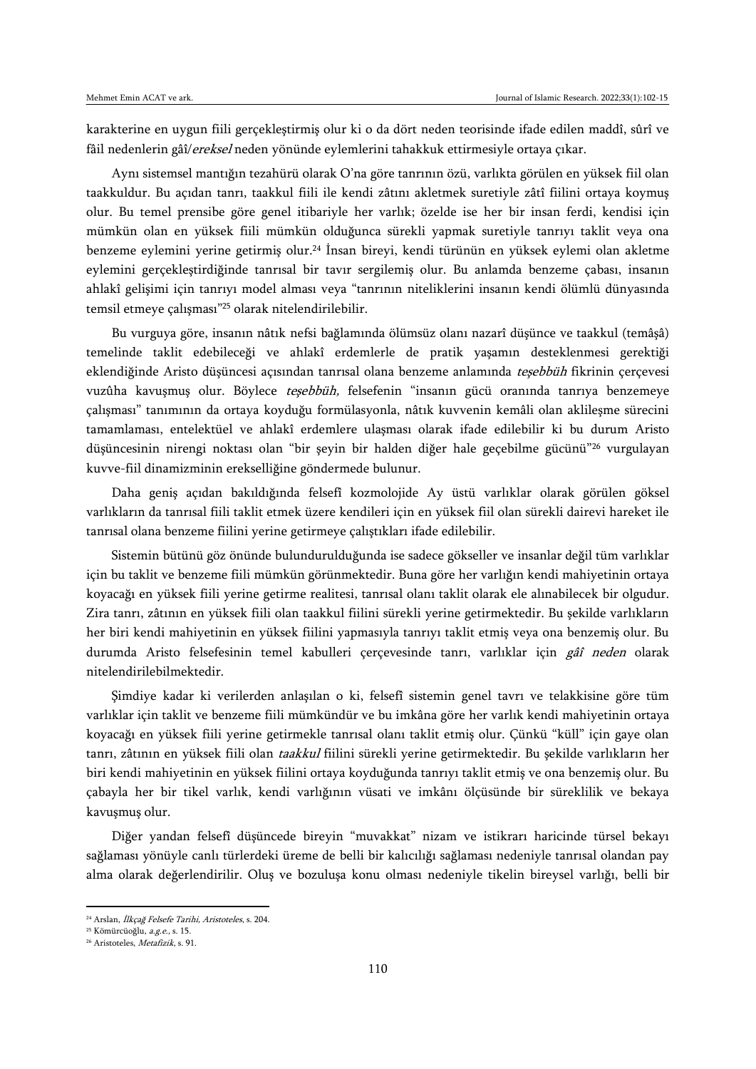karakterine en uygun fiili gerçekleştirmiş olur ki o da dört neden teorisinde ifade edilen maddî, sûrî ve fâil nedenlerin gâî/*ereksel* neden yönünde eylemlerini tahakkuk ettirmesiyle ortaya çıkar.

Aynı sistemsel mantığın tezahürü olarak O'na göre tanrının özü, varlıkta görülen en yüksek fiil olan taakkuldur. Bu açıdan tanrı, taakkul fiili ile kendi zâtını akletmek suretiyle zâtî fiilini ortaya koymuş olur. Bu temel prensibe göre genel itibariyle her varlık; özelde ise her bir insan ferdi, kendisi için mümkün olan en yüksek fiili mümkün olduğunca sürekli yapmak suretiyle tanrıyı taklit veya ona benzeme eylemini yerine getirmiş olur.[24] İnsan bireyi, kendi türünün en yüksek eylemi olan akletme eylemini gerçekleştirdiğinde tanrısal bir tavır sergilemiş olur. Bu anlamda benzeme çabası, insanın ahlakî gelişimi için tanrıyı model alması veya "tanrının niteliklerini insanın kendi ölümlü dünyasında temsil etmeye çalışması"[25] olarak nitelendirilebilir.

Bu vurguya göre, insanın nâtık nefsi bağlamında ölümsüz olanı nazarî düşünce ve taakkul (temâşâ) temelinde taklit edebileceği ve ahlakî erdemlerle de pratik yaşamın desteklenmesi gerektiği eklendiğinde Aristo düşüncesi açısından tanrısal olana benzeme anlamında *teşebbüh* fikrinin çerçevesi vuzûha kavuşmuş olur. Böylece *teşebbüh,* felsefenin "insanın gücü oranında tanrıya benzemeye çalışması" tanımının da ortaya koyduğu formülasyonla, nâtık kuvvenin kemâli olan aklileşme sürecini tamamlaması, entelektüel ve ahlakî erdemlere ulaşması olarak ifade edilebilir ki bu durum Aristo düşüncesinin nirengi noktası olan "bir şeyin bir halden diğer hale geçebilme gücünü"[26] vurgulayan kuvve-fiil dinamizminin erekselliğine göndermede bulunur.

Daha geniş açıdan bakıldığında felsefî kozmolojide Ay üstü varlıklar olarak görülen göksel varlıkların da tanrısal fiili taklit etmek üzere kendileri için en yüksek fiil olan sürekli dairevi hareket ile tanrısal olana benzeme fiilini yerine getirmeye çalıştıkları ifade edilebilir.

Sistemin bütünü göz önünde bulundurulduğunda ise sadece gökseller ve insanlar değil tüm varlıklar için bu taklit ve benzeme fiili mümkün görünmektedir. Buna göre her varlığın kendi mahiyetinin ortaya koyacağı en yüksek fiili yerine getirme realitesi, tanrısal olanı taklit olarak ele alınabilecek bir olgudur. Zira tanrı, zâtının en yüksek fiili olan taakkul fiilini sürekli yerine getirmektedir. Bu şekilde varlıkların her biri kendi mahiyetinin en yüksek fiilini yapmasıyla tanrıyı taklit etmiş veya ona benzemiş olur. Bu durumda Aristo felsefesinin temel kabulleri çerçevesinde tanrı, varlıklar için *gâî neden* olarak nitelendirilebilmektedir.

Şimdiye kadar ki verilerden anlaşılan o ki, felsefî sistemin genel tavrı ve telakkisine göre tüm varlıklar için taklit ve benzeme fiili mümkündür ve bu imkâna göre her varlık kendi mahiyetinin ortaya koyacağı en yüksek fiili yerine getirmekle tanrısal olanı taklit etmiş olur. Çünkü "küll" için gaye olan tanrı, zâtının en yüksek fiili olan *taakkul* fiilini sürekli yerine getirmektedir. Bu şekilde varlıkların her biri kendi mahiyetinin en yüksek fiilini ortaya koyduğunda tanrıyı taklit etmiş ve ona benzemiş olur. Bu çabayla her bir tikel varlık, kendi varlığının vüsati ve imkânı ölçüsünde bir süreklilik ve bekaya kavuşmuş olur.

Diğer yandan felsefî düşüncede bireyin "muvakkat" nizam ve istikrarı haricinde türsel bekayı sağlaması yönüyle canlı türlerdeki üreme de belli bir kalıcılığı sağlaması nedeniyle tanrısal olandan pay alma olarak değerlendirilir. Oluş ve bozuluşa konu olması nedeniyle tikelin bireysel varlığı, belli bir

---

[24] Arslan, *İlkçağ Felsefe Tarihi, Aristoteles*, s. 204.

[25] Kömürcüoğlu, *a.g.e.*, s. 15.

[26] Aristoteles, *Metafizik*, s. 91.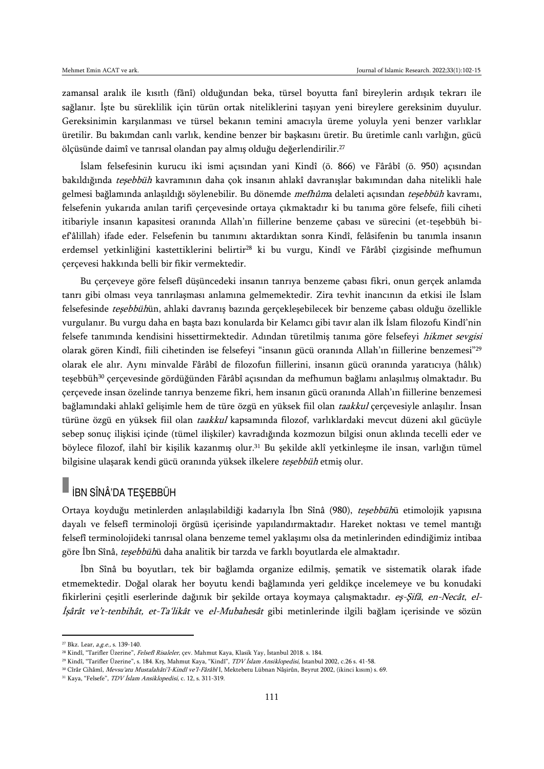zamansal aralık ile kısıtlı (fânî) olduğundan beka, türsel boyutta fanî bireylerin ardışık tekrarı ile sağlanır. İşte bu süreklilik için türün ortak niteliklerini taşıyan yeni bireylere gereksinim duyulur. Gereksinimin karşılanması ve türsel bekanın temini amacıyla üreme yoluyla yeni benzer varlıklar üretilir. Bu bakımdan canlı varlık, kendine benzer bir başkasını üretir. Bu üretimle canlı varlığın, gücü ölçüsünde daimî ve tanrısal olandan pay almış olduğu değerlendirilir.[27]

İslam felsefesinin kurucu iki ismi açısından yani Kindî (ö. 866) ve Fârâbî (ö. 950) açısından bakıldığında *teşebbüh* kavramının daha çok insanın ahlakî davranışlar bakımından daha nitelikli hale gelmesi bağlamında anlaşıldığı söylenebilir. Bu dönemde *mefhûm*a delaleti açısından *teşebbüh* kavramı, felsefenin yukarıda anılan tarifi çerçevesinde ortaya çıkmaktadır ki bu tanıma göre felsefe, fiili ciheti itibariyle insanın kapasitesi oranında Allah'ın fiillerine benzeme çabası ve sürecini (et-teşebbüh bi-ef'âlillah) ifade eder. Felsefenin bu tanımını aktardıktan sonra Kindî, felâsifenin bu tanımla insanın erdemsel yetkinliğini kastettiklerini belirtir[28] ki bu vurgu, Kindî ve Fârâbî çizgisinde mefhumun çerçevesi hakkında belli bir fikir vermektedir.

Bu çerçeveye göre felsefî düşüncedeki insanın tanrıya benzeme çabası fikri, onun gerçek anlamda tanrı gibi olması veya tanrılaşması anlamına gelmemektedir. Zira tevhit inancının da etkisi ile İslam felsefesinde *teşebbüh*ün, ahlaki davranış bazında gerçekleşebilecek bir benzeme çabası olduğu özellikle vurgulanır. Bu vurgu daha en başta bazı konularda bir Kelamcı gibi tavır alan ilk İslam filozofu Kindî'nin felsefe tanımında kendisini hissettirmektedir. Adından türetilmiş tanıma göre felsefeyi *hikmet sevgisi* olarak gören Kindî, fiili cihetinden ise felsefeyi "insanın gücü oranında Allah'ın fiillerine benzemesi"[29] olarak ele alır. Aynı minvalde Fârâbî de filozofun fiillerini, insanın gücü oranında yaratıcıya (hâlık) teşebbüh[30] çerçevesinde gördüğünden Fârâbî açısından da mefhumun bağlamı anlaşılmış olmaktadır. Bu çerçevede insan özelinde tanrıya benzeme fikri, hem insanın gücü oranında Allah'ın fiillerine benzemesi bağlamındaki ahlakî gelişimle hem de türe özgü en yüksek fiil olan *taakkul* çerçevesiyle anlaşılır. İnsan türüne özgü en yüksek fiil olan *taakkul* kapsamında filozof, varlıklardaki mevcut düzeni akıl gücüyle sebep sonuç ilişkisi içinde (tümel ilişkiler) kavradığında kozmozun bilgisi onun aklında tecelli eder ve böylece filozof, ilahî bir kişilik kazanmış olur.[31] Bu şekilde aklî yetkinleşme ile insan, varlığın tümel bilgisine ulaşarak kendi gücü oranında yüksek ilkelere *teşebbüh* etmiş olur.

## İBN SÎNÂ'DA TEŞEBBÜH

Ortaya koyduğu metinlerden anlaşılabildiği kadarıyla İbn Sînâ (980), *teşebbüh*ü etimolojik yapısına dayalı ve felsefî terminoloji örgüsü içerisinde yapılandırmaktadır. Hareket noktası ve temel mantığı felsefî terminolojideki tanrısal olana benzeme temel yaklaşımı olsa da metinlerinden edindiğimiz intibaa göre İbn Sînâ, *teşebbüh*ü daha analitik bir tarzda ve farklı boyutlarda ele almaktadır.

İbn Sînâ bu boyutları, tek bir bağlamda organize edilmiş, şematik ve sistematik olarak ifade etmemektedir. Doğal olarak her boyutu kendi bağlamında yeri geldikçe incelemeye ve bu konudaki fikirlerini çeşitli eserlerinde dağınık bir şekilde ortaya koymaya çalışmaktadır. *eş-Şifâ*, *en-Necât*, *el-İşârât ve't-tenbihât, et-Ta'likât* ve *el-Mubahesât* gibi metinlerinde ilgili bağlam içerisinde ve sözün

---

[27] Bkz. Lear, *a.g.e.*, s. 139-140.

[28] Kindî, "Tarifler Üzerine", *Felsefî Risaleler*, çev. Mahmut Kaya, Klasik Yay, İstanbul 2018. s. 184.

[29] Kindî, "Tarifler Üzerine", s. 184. Krş, Mahmut Kaya, "Kindî", *TDV İslam Ansiklopedisi*, İstanbul 2002, c.26 s. 41-58.

[30] Cîrâr Cihâmî, *Mevsu'atu Mustalahâti'l-Kindî ve'l-Fârâbî* I, Mektebetu Lübnan Nâşirûn, Beyrut 2002, (ikinci kısım) s. 69.

[31] Kaya, "Felsefe", *TDV İslam Ansiklopedisi*, c. 12, s. 311-319.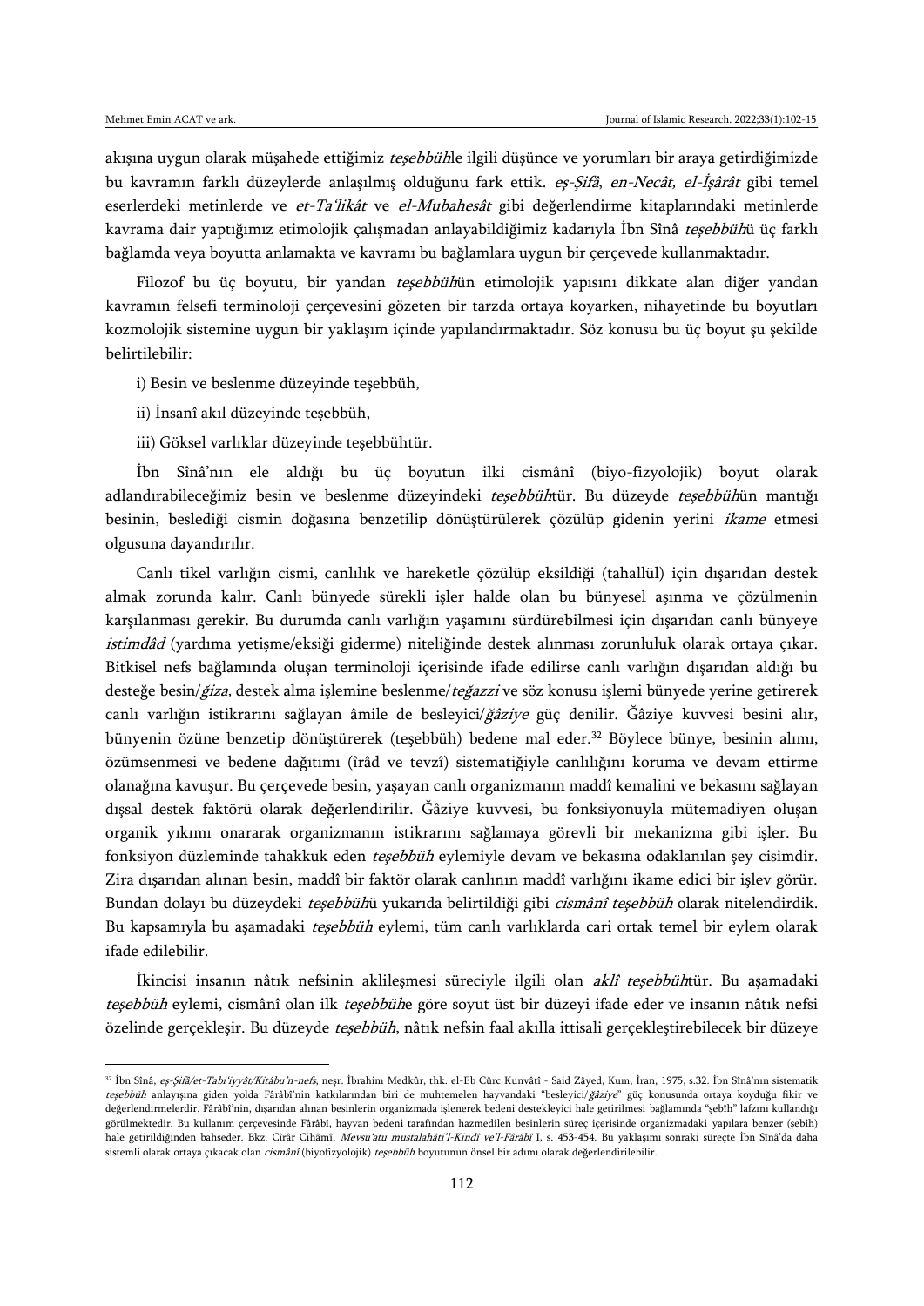akışına uygun olarak müşahede ettiğimiz *teşebbüh*le ilgili düşünce ve yorumları bir araya getirdiğimizde bu kavramın farklı düzeylerde anlaşılmış olduğunu fark ettik. *eş-Şifâ*, *en-Necât, el-İşârât* gibi temel eserlerdeki metinlerde ve *et-Ta'likât* ve *el-Mubahesât* gibi değerlendirme kitaplarındaki metinlerde kavrama dair yaptığımız etimolojik çalışmadan anlayabildiğimiz kadarıyla İbn Sînâ *teşebbüh*ü üç farklı bağlamda veya boyutta anlamakta ve kavramı bu bağlamlara uygun bir çerçevede kullanmaktadır.

Filozof bu üç boyutu, bir yandan *teşebbüh*ün etimolojik yapısını dikkate alan diğer yandan kavramın felsefi terminoloji çerçevesini gözeten bir tarzda ortaya koyarken, nihayetinde bu boyutları kozmolojik sistemine uygun bir yaklaşım içinde yapılandırmaktadır. Söz konusu bu üç boyut şu şekilde belirtilebilir:

i) Besin ve beslenme düzeyinde teşebbüh,

ii) İnsanî akıl düzeyinde teşebbüh,

iii) Göksel varlıklar düzeyinde teşebbühtür.

İbn Sînâ'nın ele aldığı bu üç boyutun ilki cismânî (biyo-fizyolojik) boyut olarak adlandırabileceğimiz besin ve beslenme düzeyindeki *teşebbüh*tür. Bu düzeyde *teşebbüh*ün mantığı besinin, beslediği cismin doğasına benzetilip dönüştürülerek çözülüp gidenin yerini *ikame* etmesi olgusuna dayandırılır.

Canlı tikel varlığın cismi, canlılık ve hareketle çözülüp eksildiği (tahallül) için dışarıdan destek almak zorunda kalır. Canlı bünyede sürekli işler halde olan bu bünyesel aşınma ve çözülmenin karşılanması gerekir. Bu durumda canlı varlığın yaşamını sürdürebilmesi için dışarıdan canlı bünyeye *istimdâd* (yardıma yetişme/eksiği giderme) niteliğinde destek alınması zorunluluk olarak ortaya çıkar. Bitkisel nefs bağlamında oluşan terminoloji içerisinde ifade edilirse canlı varlığın dışarıdan aldığı bu desteğe besin/*ğiza,* destek alma işlemine beslenme/*teğazzi* ve söz konusu işlemi bünyede yerine getirerek canlı varlığın istikrarını sağlayan âmile de besleyici/*ğâziye* güç denilir. Ğâziye kuvvesi besini alır, bünyenin özüne benzetip dönüştürerek (teşebbüh) bedene mal eder.[32] Böylece bünye, besinin alımı, özümsenmesi ve bedene dağıtımı (îrâd ve tevzî) sistematiğiyle canlılığını koruma ve devam ettirme olanağına kavuşur. Bu çerçevede besin, yaşayan canlı organizmanın maddî kemalini ve bekasını sağlayan dışsal destek faktörü olarak değerlendirilir. Ğâziye kuvvesi, bu fonksiyonuyla mütemadiyen oluşan organik yıkımı onararak organizmanın istikrarını sağlamaya görevli bir mekanizma gibi işler. Bu fonksiyon düzleminde tahakkuk eden *teşebbüh* eylemiyle devam ve bekasına odaklanılan şey cisimdir. Zira dışarıdan alınan besin, maddî bir faktör olarak canlının maddî varlığını ikame edici bir işlev görür. Bundan dolayı bu düzeydeki *teşebbüh*ü yukarıda belirtildiği gibi *cismânî teşebbüh* olarak nitelendirdik. Bu kapsamıyla bu aşamadaki *teşebbüh* eylemi, tüm canlı varlıklarda cari ortak temel bir eylem olarak ifade edilebilir.

İkincisi insanın nâtık nefsinin aklileşmesi süreciyle ilgili olan *aklî teşebbüh*tür. Bu aşamadaki *teşebbüh* eylemi, cismânî olan ilk *teşebbüh*e göre soyut üst bir düzeyi ifade eder ve insanın nâtık nefsi özelinde gerçekleşir. Bu düzeyde *teşebbüh*, nâtık nefsin faal akılla ittisali gerçekleştirebilecek bir düzeye

---

[32] İbn Sînâ, *eş-Şifâ/et-Tabi'iyyât/Kitâbu'n-nefs*, neşr. İbrahim Medkûr, thk. el-Eb Cûrc Kunvâtî - Said Zâyed, Kum, İran, 1975, s.32. İbn Sînâ'nın sistematik *teşebbüh* anlayışına giden yolda Fârâbî'nin katkılarından biri de muhtemelen hayvandaki "besleyici/*ğâziye*" güç konusunda ortaya koyduğu fikir ve değerlendirmelerdir. Fârâbî'nin, dışarıdan alınan besinlerin organizmada işlenerek bedeni destekleyici hale getirilmesi bağlamında "şebîh" lafzını kullandığı görülmektedir. Bu kullanım çerçevesinde Fârâbî, hayvan bedeni tarafından hazmedilen besinlerin süreç içerisinde organizmadaki yapılara benzer (şebîh) hale getirildiğinden bahseder. Bkz. Cîrâr Cihâmî, *Mevsu'atu mustalahâti'l-Kindî ve'l-Fârâbî* I, s. 453-454. Bu yaklaşımı sonraki süreçte İbn Sînâ'da daha sistemli olarak ortaya çıkacak olan *cismânî* (biyofizyolojik) *teşebbüh* boyutunun önsel bir adımı olarak değerlendirilebilir.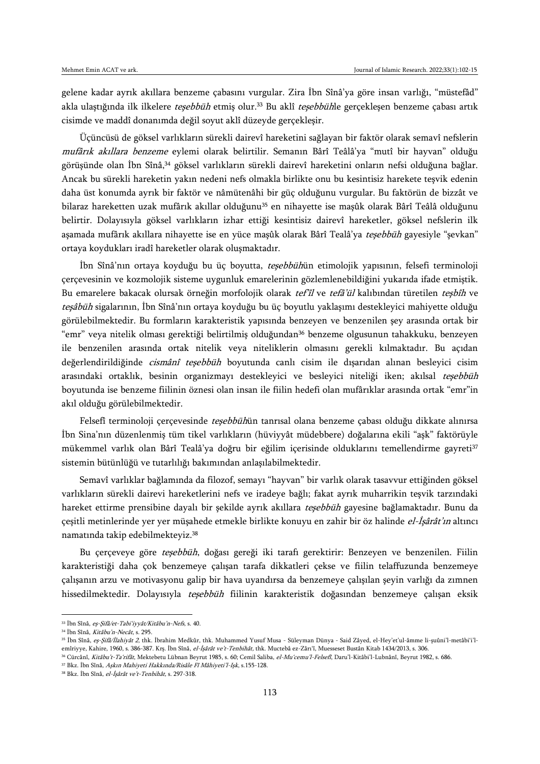gelene kadar ayrık akıllara benzeme çabasını vurgular. Zira İbn Sînâ'ya göre insan varlığı, "müstefâd" akla ulaştığında ilk ilkelere *teşebbüh* etmiş olur.[33] Bu aklî *teşebbüh*le gerçekleşen benzeme çabası artık cisimde ve maddî donanımda değil soyut aklî düzeyde gerçekleşir.

Üçüncüsü de göksel varlıkların sürekli dairevî hareketini sağlayan bir faktör olarak semavî nefslerin *mufârık akıllara benzeme* eylemi olarak belirtilir. Semanın Bârî Teâlâ'ya "mutî bir hayvan" olduğu görüşünde olan İbn Sînâ,[34] göksel varlıkların sürekli dairevî hareketini onların nefsi olduğuna bağlar. Ancak bu sürekli hareketin yakın nedeni nefs olmakla birlikte onu bu kesintisiz harekete teşvik edenin daha üst konumda ayrık bir faktör ve nâmütenâhi bir güç olduğunu vurgular. Bu faktörün de bizzât ve bilaraz hareketten uzak mufârık akıllar olduğunu[35] en nihayette ise maşûk olarak Bârî Teâlâ olduğunu belirtir. Dolayısıyla göksel varlıkların izhar ettiği kesintisiz dairevî hareketler, göksel nefslerin ilk aşamada mufârık akıllara nihayette ise en yüce maşûk olarak Bârî Tealâ'ya *teşebbüh* gayesiyle "şevkan" ortaya koydukları iradî hareketler olarak oluşmaktadır.

İbn Sînâ'nın ortaya koyduğu bu üç boyutta, *teşebbüh*ün etimolojik yapısının, felsefi terminoloji çerçevesinin ve kozmolojik sisteme uygunluk emarelerinin gözlemlenebildiğini yukarıda ifade etmiştik. Bu emarelere bakacak olursak örneğin morfolojik olarak *tef'îl* ve *tefâ'ül* kalıbından türetilen *teşbîh* ve *teşâbüh* sigalarının, İbn Sînâ'nın ortaya koyduğu bu üç boyutlu yaklaşımı destekleyici mahiyette olduğu görülebilmektedir. Bu formların karakteristik yapısında benzeyen ve benzenilen şey arasında ortak bir "emr" veya nitelik olması gerektiği belirtilmiş olduğundan[36] benzeme olgusunun tahakkuku, benzeyen ile benzenilen arasında ortak nitelik veya niteliklerin olmasını gerekli kılmaktadır. Bu açıdan değerlendirildiğinde *cismânî teşebbüh* boyutunda canlı cisim ile dışarıdan alınan besleyici cisim arasındaki ortaklık, besinin organizmayı destekleyici ve besleyici niteliği iken; akılsal *teşebbüh* boyutunda ise benzeme fiilinin öznesi olan insan ile fiilin hedefi olan mufârıklar arasında ortak "emr"in akıl olduğu görülebilmektedir.

Felsefî terminoloji çerçevesinde *teşebbüh*ün tanrısal olana benzeme çabası olduğu dikkate alınırsa İbn Sina'nın düzenlenmiş tüm tikel varlıkların (hüviyyât müdebbere) doğalarına ekili "aşk" faktörüyle mükemmel varlık olan Bârî Tealâ'ya doğru bir eğilim içerisinde olduklarını temellendirme gayreti[37] sistemin bütünlüğü ve tutarlılığı bakımından anlaşılabilmektedir.

Semavî varlıklar bağlamında da filozof, semayı "hayvan" bir varlık olarak tasavvur ettiğinden göksel varlıkların sürekli dairevi hareketlerini nefs ve iradeye bağlı; fakat ayrık muharrikin teşvik tarzındaki hareket ettirme prensibine dayalı bir şekilde ayrık akıllara *teşebbüh* gayesine bağlamaktadır. Bunu da çeşitli metinlerinde yer yer müşahede etmekle birlikte konuyu en zahir bir öz halinde *el-İşârât'ın* altıncı namatında takip edebilmekteyiz.[38]

Bu çerçeveye göre *teşebbüh*, doğası gereği iki tarafı gerektirir: Benzeyen ve benzenilen. Fiilin karakteristiği daha çok benzemeye çalışan tarafa dikkatleri çekse ve fiilin telaffuzunda benzemeye çalışanın arzu ve motivasyonu galip bir hava uyandırsa da benzemeye çalışılan şeyin varlığı da zımnen hissedilmektedir. Dolayısıyla *teşebbüh* fiilinin karakteristik doğasından benzemeye çalışan eksik

---

[33] İbn Sînâ, *eş-Şifâ/et-Tabi'iyyât/Kitâbu'n-Nefs*, s. 40.

[34] İbn Sînâ, *Kitâbu'n-Necât*, s. 295.

[35] İbn Sînâ, *eş-Şifâ/İlahiyât 2*, thk. İbrahim Medkûr, thk. Muhammed Yusuf Musa - Süleyman Dünya - Said Zâyed, el-Hey'et'ul-âmme li-şuûni'l-metâbi'i'l-emîriyye, Kahire, 1960, s. 386-387. Krş. İbn Sînâ, *el-İşârât ve't-Tenbihât*, thk. Muctebâ ez-Zârı'î, Muesseset Bustân Kitab 1434/2013, s. 306.

[36] Cürcânî, *Kitâbu't-Ta'rifât*, Mektebetu Lübnan Beyrut 1985, s. 60; Cemil Saliba, *el-Mu'cemu'l-Felsefî*, Daru'l-Kitâbi'l-Lubnânî, Beyrut 1982, s. 686.

[37] Bkz. İbn Sînâ, *Aşkın Mahiyeti Hakkında/Risâle Fî Mâhiyeti'l-Işk*, s.155-128.

[38] Bkz. İbn Sînâ, *el-İşârât ve't-Tenbihât*, s. 297-318.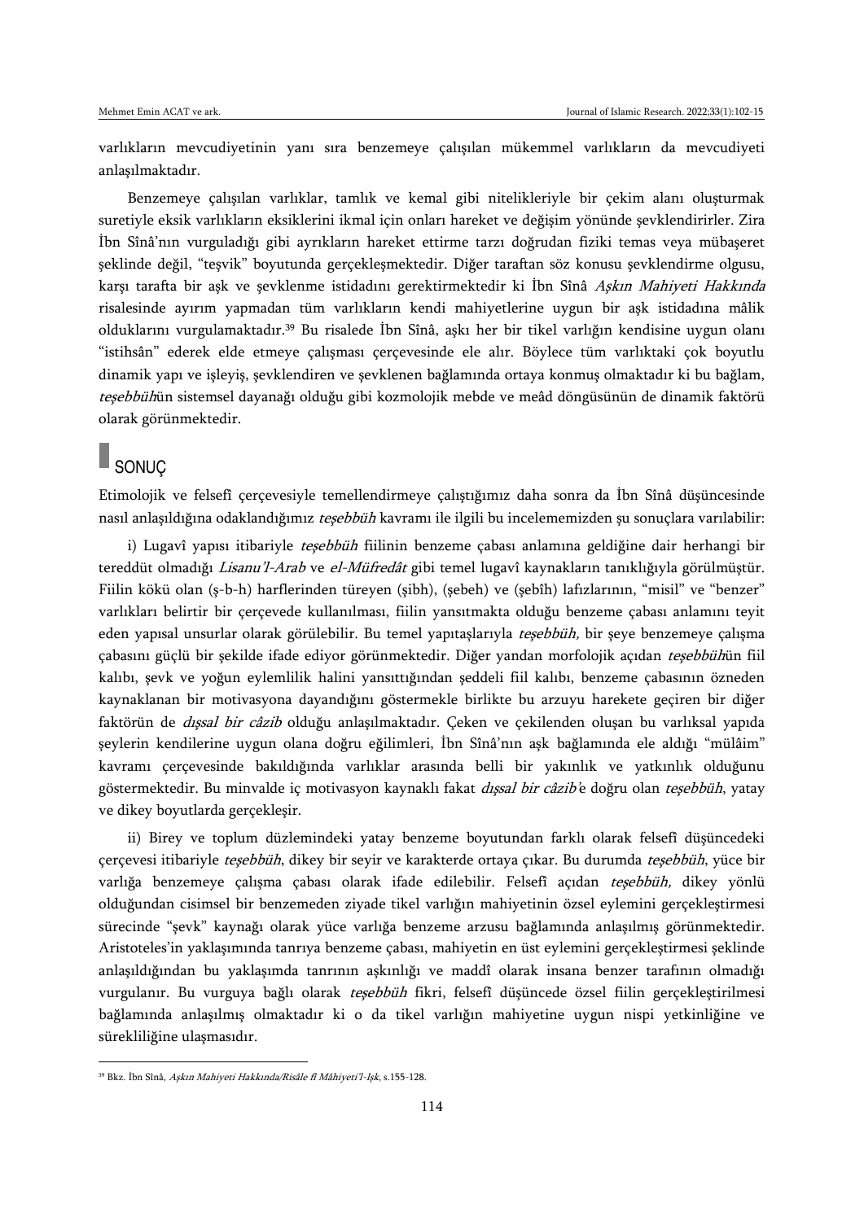varlıkların mevcudiyetinin yanı sıra benzemeye çalışılan mükemmel varlıkların da mevcudiyeti anlaşılmaktadır.

Benzemeye çalışılan varlıklar, tamlık ve kemal gibi nitelikleriyle bir çekim alanı oluşturmak suretiyle eksik varlıkların eksiklerini ikmal için onları hareket ve değişim yönünde şevklendirirler. Zira İbn Sînâ'nın vurguladığı gibi ayrıkların hareket ettirme tarzı doğrudan fiziki temas veya mübaşeret şeklinde değil, "teşvik" boyutunda gerçekleşmektedir. Diğer taraftan söz konusu şevklendirme olgusu, karşı tarafta bir aşk ve şevklenme istidadını gerektirmektedir ki İbn Sînâ *Aşkın Mahiyeti Hakkında* risalesinde ayırım yapmadan tüm varlıkların kendi mahiyetlerine uygun bir aşk istidadına mâlik olduklarını vurgulamaktadır.[39] Bu risalede İbn Sînâ, aşkı her bir tikel varlığın kendisine uygun olanı "istihsân" ederek elde etmeye çalışması çerçevesinde ele alır. Böylece tüm varlıktaki çok boyutlu dinamik yapı ve işleyiş, şevklendiren ve şevklenen bağlamında ortaya konmuş olmaktadır ki bu bağlam, *teşebbüh*ün sistemsel dayanağı olduğu gibi kozmolojik mebde ve meâd döngüsünün de dinamik faktörü olarak görünmektedir.

## SONUÇ

Etimolojik ve felsefî çerçevesiyle temellendirmeye çalıştığımız daha sonra da İbn Sînâ düşüncesinde nasıl anlaşıldığına odaklandığımız *teşebbüh* kavramı ile ilgili bu incelememizden şu sonuçlara varılabilir:

i) Lugavî yapısı itibariyle *teşebbüh* fiilinin benzeme çabası anlamına geldiğine dair herhangi bir tereddüt olmadığı *Lisanu'l-Arab* ve *el-Müfredât* gibi temel lugavî kaynakların tanıklığıyla görülmüştür. Fiilin kökü olan (ş-b-h) harflerinden türeyen (şibh), (şebeh) ve (şebîh) lafızlarının, "misil" ve "benzer" varlıkları belirtir bir çerçevede kullanılması, fiilin yansıtmakta olduğu benzeme çabası anlamını teyit eden yapısal unsurlar olarak görülebilir. Bu temel yapıtaşlarıyla *teşebbüh,* bir şeye benzemeye çalışma çabasını güçlü bir şekilde ifade ediyor görünmektedir. Diğer yandan morfolojik açıdan *teşebbüh*ün fiil kalıbı, şevk ve yoğun eylemlilik halini yansıttığından şeddeli fiil kalıbı, benzeme çabasının özneden kaynaklanan bir motivasyona dayandığını göstermekle birlikte bu arzuyu harekete geçiren bir diğer faktörün de *dışsal bir câzib* olduğu anlaşılmaktadır. Çeken ve çekilenden oluşan bu varlıksal yapıda şeylerin kendilerine uygun olana doğru eğilimleri, İbn Sînâ'nın aşk bağlamında ele aldığı "mülâim" kavramı çerçevesinde bakıldığında varlıklar arasında belli bir yakınlık ve yatkınlık olduğunu göstermektedir. Bu minvalde iç motivasyon kaynaklı fakat *dışsal bir câzib*'e doğru olan *teşebbüh*, yatay ve dikey boyutlarda gerçekleşir.

ii) Birey ve toplum düzlemindeki yatay benzeme boyutundan farklı olarak felsefî düşüncedeki çerçevesi itibariyle *teşebbüh*, dikey bir seyir ve karakterde ortaya çıkar. Bu durumda *teşebbüh*, yüce bir varlığa benzemeye çalışma çabası olarak ifade edilebilir. Felsefî açıdan *teşebbüh,* dikey yönlü olduğundan cisimsel bir benzemeden ziyade tikel varlığın mahiyetinin özsel eylemini gerçekleştirmesi sürecinde "şevk" kaynağı olarak yüce varlığa benzeme arzusu bağlamında anlaşılmış görünmektedir. Aristoteles'in yaklaşımında tanrıya benzeme çabası, mahiyetin en üst eylemini gerçekleştirmesi şeklinde anlaşıldığından bu yaklaşımda tanrının aşkınlığı ve maddî olarak insana benzer tarafının olmadığı vurgulanır. Bu vurguya bağlı olarak *teşebbüh* fikri, felsefî düşüncede özsel fiilin gerçekleştirilmesi bağlamında anlaşılmış olmaktadır ki o da tikel varlığın mahiyetine uygun nispi yetkinliğine ve sürekliliğine ulaşmasıdır.

---

[39] Bkz. İbn Sînâ, *Aşkın Mahiyeti Hakkında/Risâle fî Mâhiyeti'l-Işk*, s.155-128.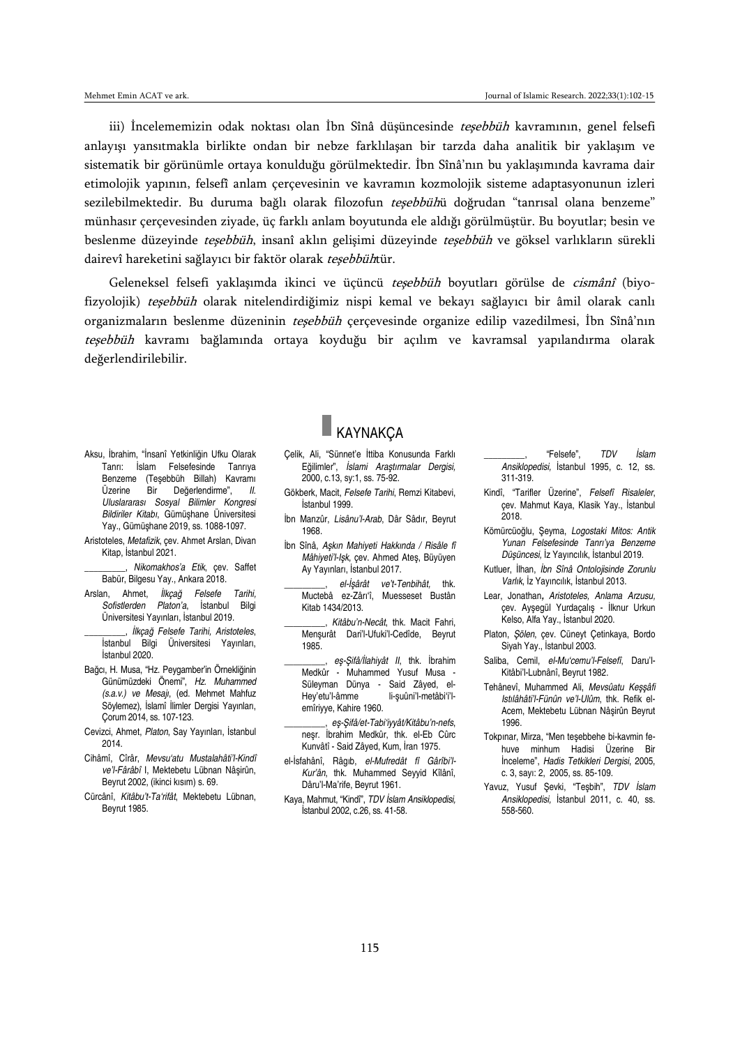iii) İncelememizin odak noktası olan İbn Sînâ düşüncesinde *teşebbüh* kavramının, genel felsefi anlayışı yansıtmakla birlikte ondan bir nebze farklılaşan bir tarzda daha analitik bir yaklaşım ve sistematik bir görünümle ortaya konulduğu görülmektedir. İbn Sînâ'nın bu yaklaşımında kavrama dair etimolojik yapının, felsefî anlam çerçevesinin ve kavramın kozmolojik sisteme adaptasyonunun izleri sezilebilmektedir. Bu duruma bağlı olarak filozofun *teşebbüh*ü doğrudan "tanrısal olana benzeme" münhasır çerçevesinden ziyade, üç farklı anlam boyutunda ele aldığı görülmüştür. Bu boyutlar; besin ve beslenme düzeyinde *teşebbüh*, insanî aklın gelişimi düzeyinde *teşebbüh* ve göksel varlıkların sürekli dairevî hareketini sağlayıcı bir faktör olarak *teşebbüh*tür.

Geleneksel felsefi yaklaşımda ikinci ve üçüncü *teşebbüh* boyutları görülse de *cismânî* (biyo-fizyolojik) *teşebbüh* olarak nitelendirdiğimiz nispi kemal ve bekayı sağlayıcı bir âmil olarak canlı organizmaların beslenme düzeninin *teşebbüh* çerçevesinde organize edilip vazedilmesi, İbn Sînâ'nın *teşebbüh* kavramı bağlamında ortaya koyduğu bir açılım ve kavramsal yapılandırma olarak değerlendirilebilir.

## KAYNAKÇA

Aksu, İbrahim, "İnsanî Yetkinliğin Ufku Olarak Tanrı: İslam Felsefesinde Tanrıya Benzeme (Teşebbüh Billah) Kavramı Üzerine Bir Değerlendirme", *II. Uluslararası Sosyal Bilimler Kongresi Bildiriler Kitabı*, Gümüşhane Üniversitesi Yay., Gümüşhane 2019, ss. 1088-1097.

Aristoteles, *Metafizik*, çev. Ahmet Arslan, Divan Kitap, İstanbul 2021.

________, *Nikomakhos'a Etik*, çev. Saffet Babür, Bilgesu Yay., Ankara 2018.

Arslan, Ahmet, *İlkçağ Felsefe Tarihi, Sofistlerden Platon'a*, İstanbul Bilgi Üniversitesi Yayınları, İstanbul 2019.

________, *İlkçağ Felsefe Tarihi, Aristoteles*, İstanbul Bilgi Üniversitesi Yayınları, İstanbul 2020.

Bağcı, H. Musa, "Hz. Peygamber'in Örnekliğinin Günümüzdeki Önemi", *Hz. Muhammed (s.a.v.) ve Mesajı*, (ed. Mehmet Mahfuz Söylemez), İslamî İlimler Dergisi Yayınları, Çorum 2014, ss. 107-123.

Cevizci, Ahmet, *Platon*, Say Yayınları, İstanbul 2014.

Cihâmî, Cîrâr, *Mevsu'atu Mustalahâti'l-Kindî ve'l-Fârâbî* I, Mektebetu Lübnan Nâşirûn, Beyrut 2002, (ikinci kısım) s. 69.

Cürcânî, *Kitâbu't-Ta'rîfât*, Mektebetu Lübnan, Beyrut 1985.

Çelik, Ali, "Sünnet'e İttiba Konusunda Farklı Eğilimler", *İslami Araştırmalar Dergisi*, 2000, c.13, sy:1, ss. 75-92.

Gökberk, Macit, *Felsefe Tarihi*, Remzi Kitabevi, İstanbul 1999.

İbn Manzûr, *Lisânu'l-Arab*, Dâr Sâdır, Beyrut 1968.

İbn Sînâ, *Aşkın Mahiyeti Hakkında / Risâle fî Mâhiyeti'l-Işk*, çev. Ahmed Ateş, Büyüyen Ay Yayınları, İstanbul 2017.

________, *el-İşârât ve't-Tenbihât*, thk. Muctebâ ez-Zârı'î, Muesseset Bustân Kitab 1434/2013.

________, *Kitâbu'n-Necât*, thk. Macit Fahri, Menşurât Dari'l-Ufuki'l-Cedîde, Beyrut 1985.

________, *eş-Şifâ/İlahiyât II*, thk. İbrahim Medkûr - Muhammed Yusuf Musa - Süleyman Dünya - Said Zâyed, el-Hey'etu'l-âmme li-şuûni'l-metâbi'i'l-emîriyye, Kahire 1960.

________, *eş-Şifâ/et-Tabi'iyyât/Kitâbu'n-nefs*, neşr. İbrahim Medkûr, thk. el-Eb Cûrc Kunvâtî - Said Zâyed, Kum, İran 1975.

el-İsfahânî, Râgıb, *el-Mufredât fî Gârîbi'l-Kur'ân*, thk. Muhammed Seyyid Kîlânî, Dâru'l-Ma'rife, Beyrut 1961.

Kaya, Mahmut, "Kindî", *TDV İslam Ansiklopedisi*, İstanbul 2002, c.26, ss. 41-58.

________, "Felsefe", *TDV İslam Ansiklopedisi*, İstanbul 1995, c. 12, ss. 311-319.

Kindî, "Tarifler Üzerine", *Felsefî Risaleler*, çev. Mahmut Kaya, Klasik Yay., İstanbul 2018.

Kömürcüoğlu, Şeyma, *Logostaki Mitos: Antik Yunan Felsefesinde Tanrı'ya Benzeme Düşüncesi*, İz Yayıncılık, İstanbul 2019.

Kutluer, İlhan, *İbn Sînâ Ontolojisinde Zorunlu Varlık*, İz Yayıncılık, İstanbul 2003.

Lear, Jonathan, *Aristoteles, Anlama Arzusu*, çev. Ayşegül Yurdaçalış - İlknur Urkun Kelso, Alfa Yay., İstanbul 2020.

Platon, *Şölen*, çev. Cüneyt Çetinkaya, Bordo Siyah Yay., İstanbul 2003.

Saliba, Cemil, *el-Mu'cemu'l-Felsefî*, Daru'l-Kitâbi'l-Lubnânî, Beyrut 1982.

Tehânevî, Muhammed Ali, *Mevsûatu Keşşâfi Istılâhâti'l-Fünûn ve'l-Ulûm*, thk. Refik el-Acem, Mektebetu Lübnan Nâşirûn Beyrut 1996.

Tokpınar, Mirza, "Men teşebbehe bi-kavmin fe-huve minhum Hadisi Üzerine Bir İnceleme", *Hadis Tetkikleri Dergisi*, 2005, c. 3, sayı: 2, 2005, ss. 85-109.

Yavuz, Yusuf Şevki, "Teşbih", *TDV İslam Ansiklopedisi*, İstanbul 2011, c. 40, ss. 558-560.